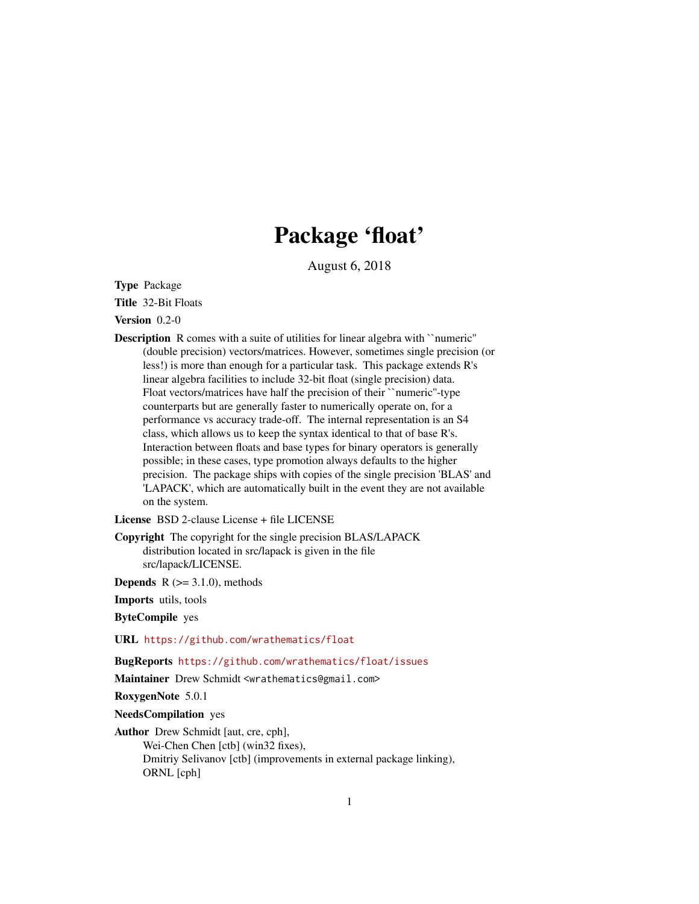# Package 'float'

August 6, 2018

**Type** Package

**Title** 32-Bit Floats

**Version** 0.2-0

**Description** R comes with a suite of utilities for linear algebra with ``numeric'' (double precision) vectors/matrices. However, sometimes single precision (or less!) is more than enough for a particular task. This package extends R's linear algebra facilities to include 32-bit float (single precision) data. Float vectors/matrices have half the precision of their ``numeric''-type counterparts but are generally faster to numerically operate on, for a performance vs accuracy trade-off. The internal representation is an S4 class, which allows us to keep the syntax identical to that of base R's. Interaction between floats and base types for binary operators is generally possible; in these cases, type promotion always defaults to the higher precision. The package ships with copies of the single precision 'BLAS' and 'LAPACK', which are automatically built in the event they are not available on the system.

**License** BSD 2-clause License + file LICENSE

**Copyright** The copyright for the single precision BLAS/LAPACK distribution located in src/lapack is given in the file src/lapack/LICENSE.

**Depends** R (>= 3.1.0), methods

**Imports** utils, tools

**ByteCompile** yes

**URL** https://github.com/wrathematics/float

**BugReports** https://github.com/wrathematics/float/issues

**Maintainer** Drew Schmidt <wrathematics@gmail.com>

**RoxygenNote** 5.0.1

**NeedsCompilation** yes

**Author** Drew Schmidt [aut, cre, cph],
Wei-Chen Chen [ctb] (win32 fixes),
Dmitriy Selivanov [ctb] (improvements in external package linking),
ORNL [cph]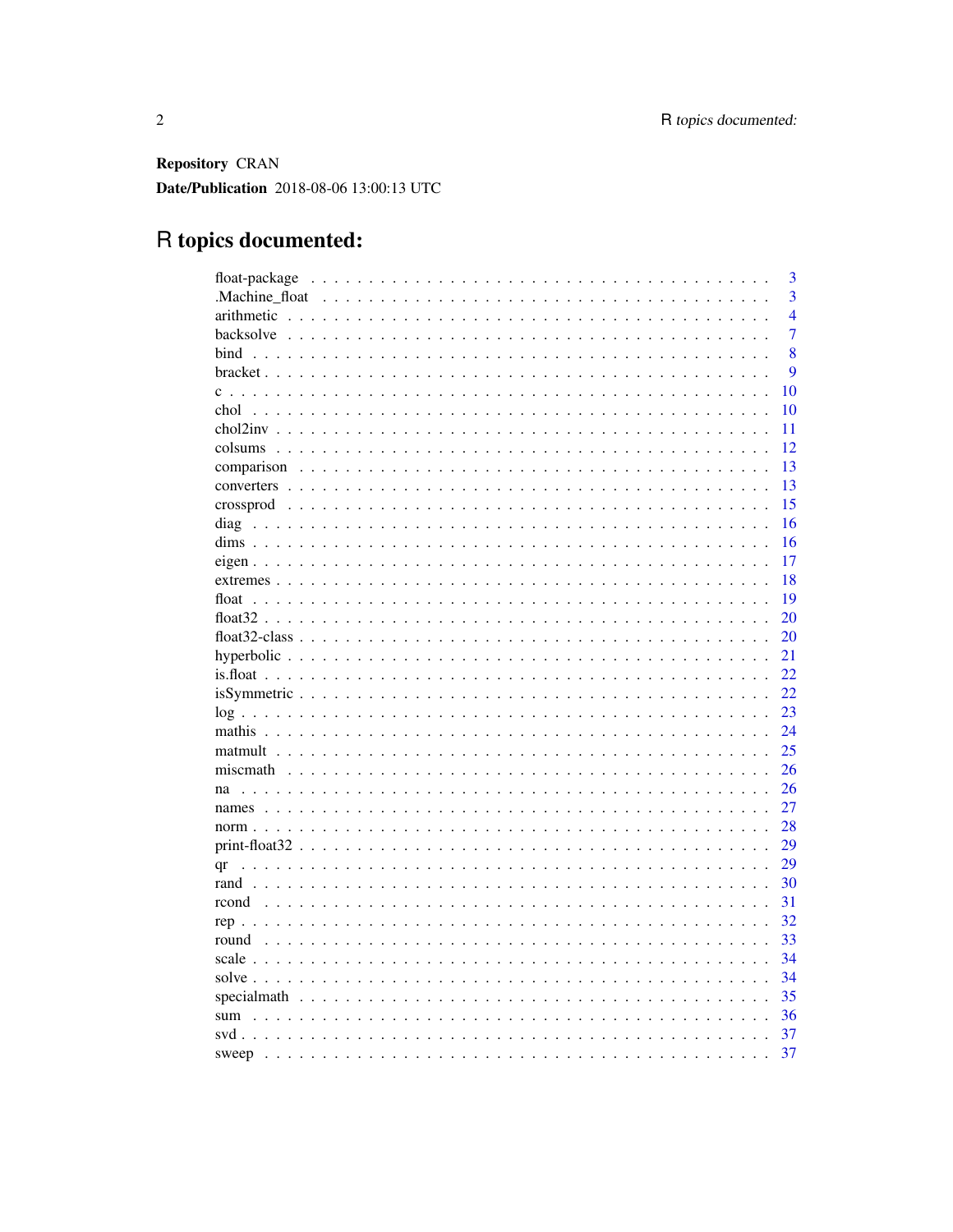**Repository** CRAN

**Date/Publication** 2018-08-06 13:00:13 UTC

# R topics documented:

| | |
|---|---|
| float-package | 3 |
| .Machine_float | 3 |
| arithmetic | 4 |
| backsolve | 7 |
| bind | 8 |
| bracket | 9 |
| c | 10 |
| chol | 10 |
| chol2inv | 11 |
| colsums | 12 |
| comparison | 13 |
| converters | 13 |
| crossprod | 15 |
| diag | 16 |
| dims | 16 |
| eigen | 17 |
| extremes | 18 |
| float | 19 |
| float32 | 20 |
| float32-class | 20 |
| hyperbolic | 21 |
| is.float | 22 |
| isSymmetric | 22 |
| log | 23 |
| mathis | 24 |
| matmult | 25 |
| miscmath | 26 |
| na | 26 |
| names | 27 |
| norm | 28 |
| print-float32 | 29 |
| qr | 29 |
| rand | 30 |
| rcond | 31 |
| rep | 32 |
| round | 33 |
| scale | 34 |
| solve | 34 |
| specialmath | 35 |
| sum | 36 |
| svd | 37 |
| sweep | 37 |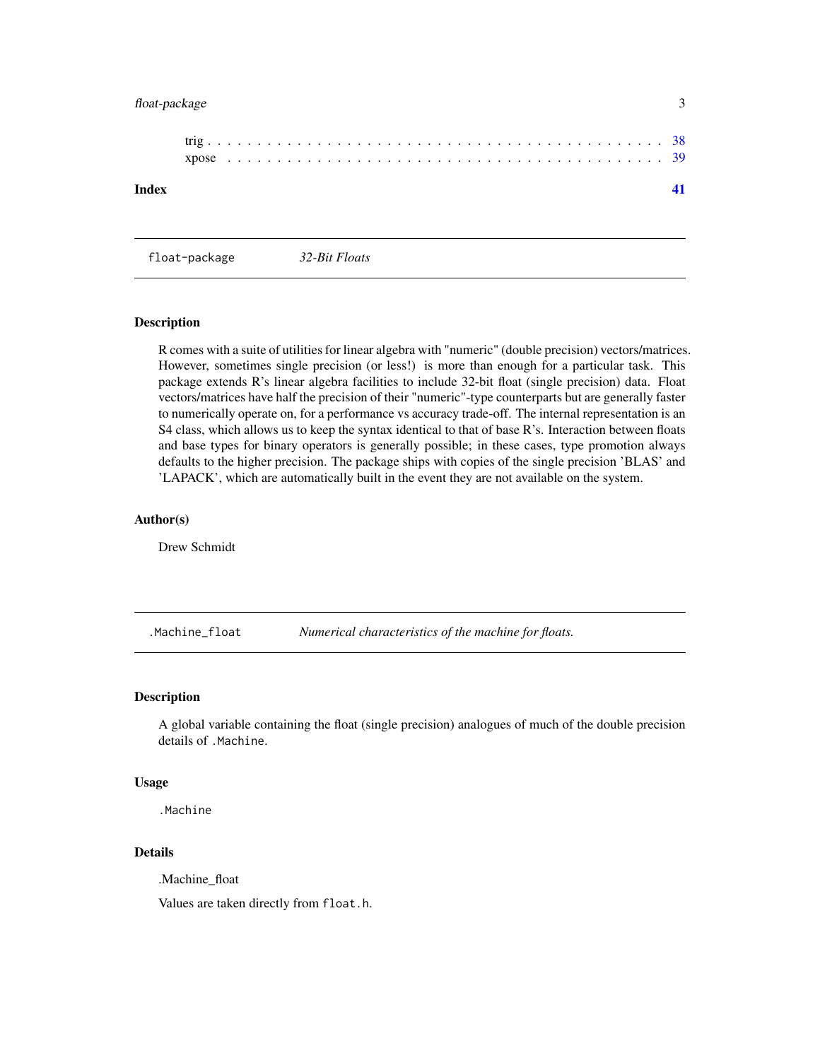trig . . . . . . . . . . . . . . . . . . . . . . . . . . . . . . . . . . . . . . . . . . . 38
xpose . . . . . . . . . . . . . . . . . . . . . . . . . . . . . . . . . . . . . . . . . . 39

**Index** **41**

---

## float-package — *32-Bit Floats*

### Description

R comes with a suite of utilities for linear algebra with "numeric" (double precision) vectors/matrices. However, sometimes single precision (or less!) is more than enough for a particular task. This package extends R's linear algebra facilities to include 32-bit float (single precision) data. Float vectors/matrices have half the precision of their "numeric"-type counterparts but are generally faster to numerically operate on, for a performance vs accuracy trade-off. The internal representation is an S4 class, which allows us to keep the syntax identical to that of base R's. Interaction between floats and base types for binary operators is generally possible; in these cases, type promotion always defaults to the higher precision. The package ships with copies of the single precision 'BLAS' and 'LAPACK', which are automatically built in the event they are not available on the system.

### Author(s)

Drew Schmidt

---

## .Machine_float — *Numerical characteristics of the machine for floats.*

### Description

A global variable containing the float (single precision) analogues of much of the double precision details of `.Machine`.

### Usage

```
.Machine
```

### Details

.Machine_float

Values are taken directly from `float.h`.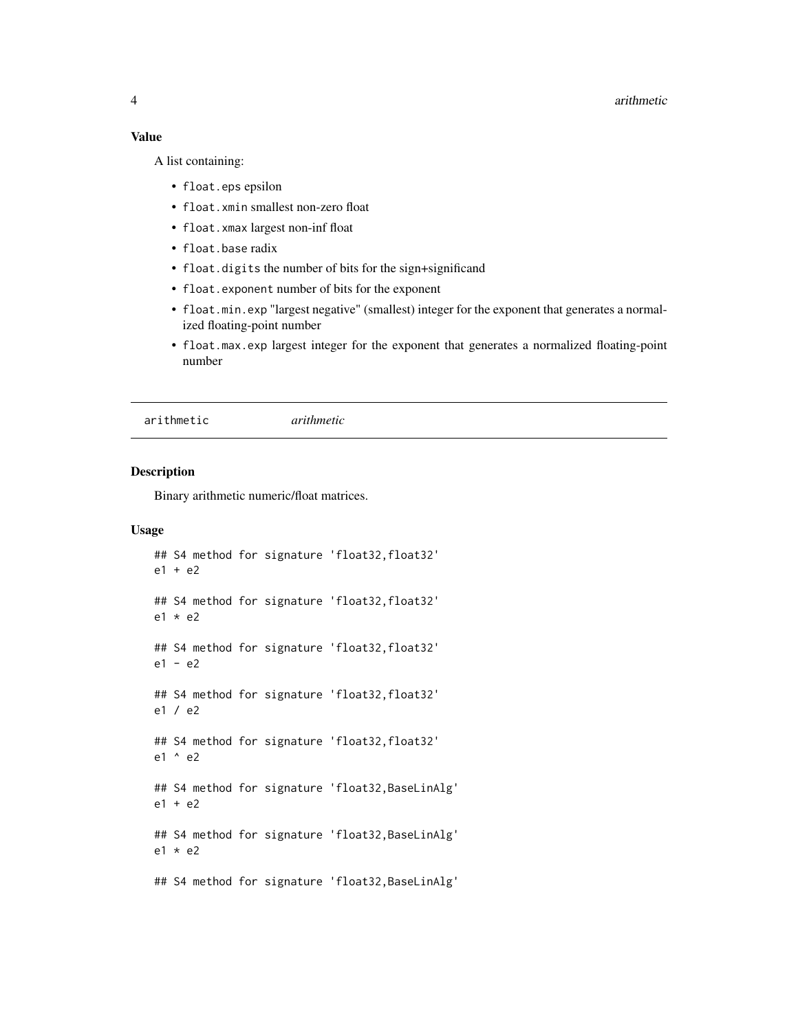### Value

A list containing:

- `float.eps` epsilon
- `float.xmin` smallest non-zero float
- `float.xmax` largest non-inf float
- `float.base` radix
- `float.digits` the number of bits for the sign+significand
- `float.exponent` number of bits for the exponent
- `float.min.exp` "largest negative" (smallest) integer for the exponent that generates a normalized floating-point number
- `float.max.exp` largest integer for the exponent that generates a normalized floating-point number

---

## arithmetic — *arithmetic*

### Description

Binary arithmetic numeric/float matrices.

### Usage

```
## S4 method for signature 'float32,float32'
e1 + e2

## S4 method for signature 'float32,float32'
e1 * e2

## S4 method for signature 'float32,float32'
e1 - e2

## S4 method for signature 'float32,float32'
e1 / e2

## S4 method for signature 'float32,float32'
e1 ^ e2

## S4 method for signature 'float32,BaseLinAlg'
e1 + e2

## S4 method for signature 'float32,BaseLinAlg'
e1 * e2

## S4 method for signature 'float32,BaseLinAlg'
```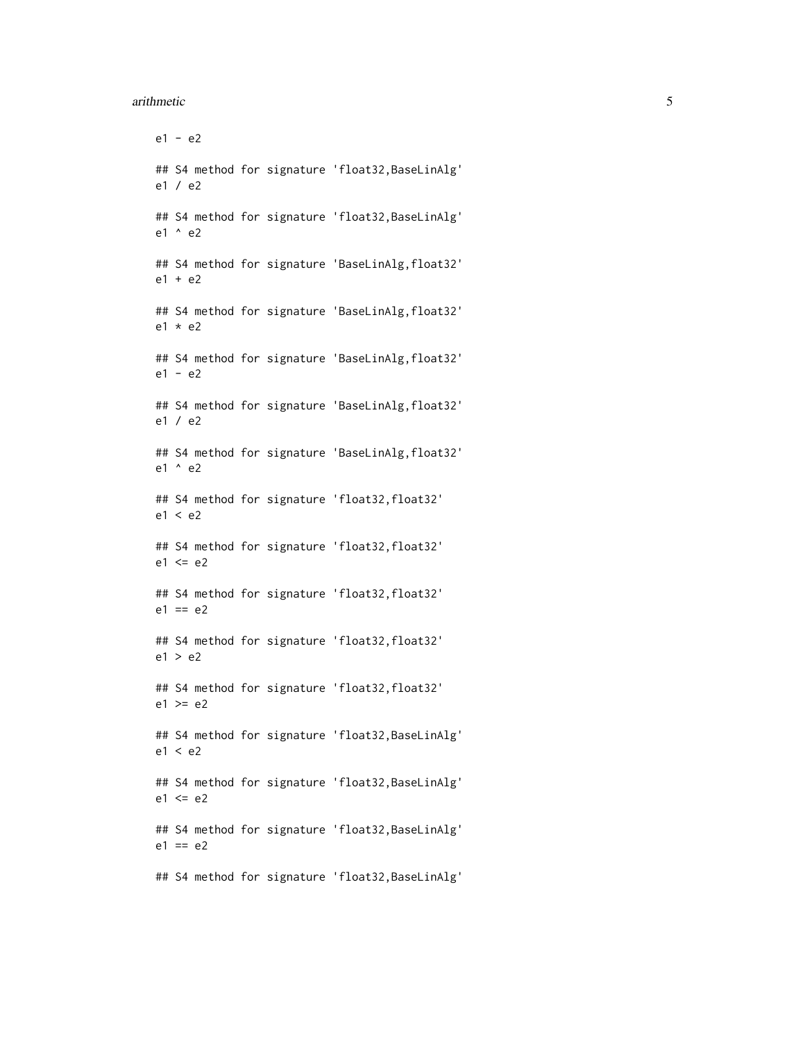```
e1 - e2

## S4 method for signature 'float32,BaseLinAlg'
e1 / e2

## S4 method for signature 'float32,BaseLinAlg'
e1 ^ e2

## S4 method for signature 'BaseLinAlg,float32'
e1 + e2

## S4 method for signature 'BaseLinAlg,float32'
e1 * e2

## S4 method for signature 'BaseLinAlg,float32'
e1 - e2

## S4 method for signature 'BaseLinAlg,float32'
e1 / e2

## S4 method for signature 'BaseLinAlg,float32'
e1 ^ e2

## S4 method for signature 'float32,float32'
e1 < e2

## S4 method for signature 'float32,float32'
e1 <= e2

## S4 method for signature 'float32,float32'
e1 == e2

## S4 method for signature 'float32,float32'
e1 > e2

## S4 method for signature 'float32,float32'
e1 >= e2

## S4 method for signature 'float32,BaseLinAlg'
e1 < e2

## S4 method for signature 'float32,BaseLinAlg'
e1 <= e2

## S4 method for signature 'float32,BaseLinAlg'
e1 == e2

## S4 method for signature 'float32,BaseLinAlg'
```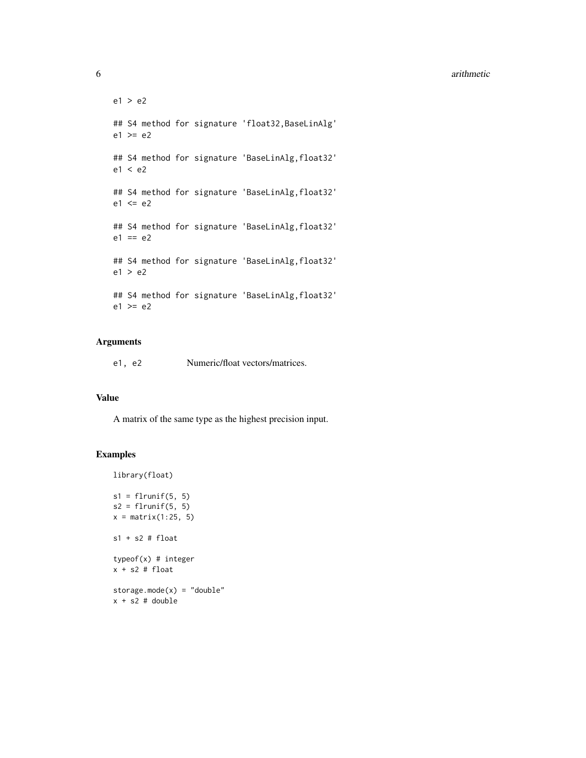```
e1 > e2

## S4 method for signature 'float32,BaseLinAlg'
e1 >= e2

## S4 method for signature 'BaseLinAlg,float32'
e1 < e2

## S4 method for signature 'BaseLinAlg,float32'
e1 <= e2

## S4 method for signature 'BaseLinAlg,float32'
e1 == e2

## S4 method for signature 'BaseLinAlg,float32'
e1 > e2

## S4 method for signature 'BaseLinAlg,float32'
e1 >= e2
```

### Arguments

| | |
|---|---|
| e1, e2 | Numeric/float vectors/matrices. |

### Value

A matrix of the same type as the highest precision input.

### Examples

```
library(float)

s1 = flrunif(5, 5)
s2 = flrunif(5, 5)
x = matrix(1:25, 5)

s1 + s2 # float

typeof(x) # integer
x + s2 # float

storage.mode(x) = "double"
x + s2 # double
```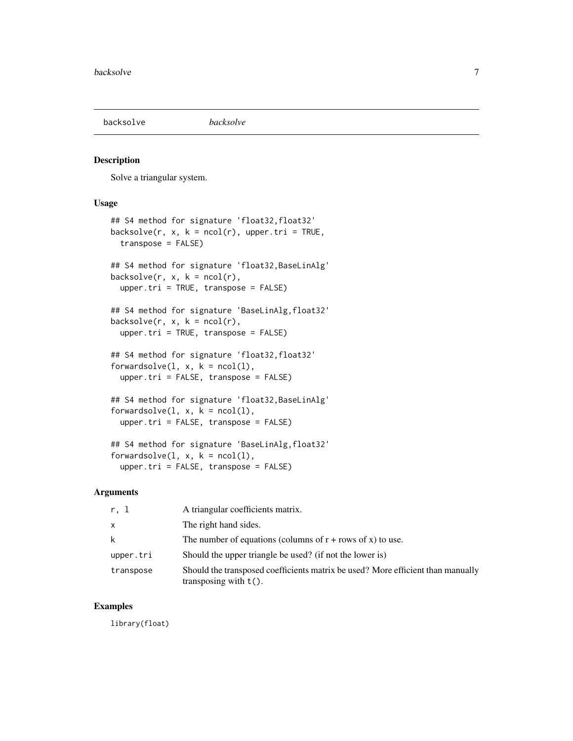## backsolve *backsolve*

### Description

Solve a triangular system.

### Usage

```
## S4 method for signature 'float32,float32'
backsolve(r, x, k = ncol(r), upper.tri = TRUE,
  transpose = FALSE)

## S4 method for signature 'float32,BaseLinAlg'
backsolve(r, x, k = ncol(r),
  upper.tri = TRUE, transpose = FALSE)

## S4 method for signature 'BaseLinAlg,float32'
backsolve(r, x, k = ncol(r),
  upper.tri = TRUE, transpose = FALSE)

## S4 method for signature 'float32,float32'
forwardsolve(l, x, k = ncol(l),
  upper.tri = FALSE, transpose = FALSE)

## S4 method for signature 'float32,BaseLinAlg'
forwardsolve(l, x, k = ncol(l),
  upper.tri = FALSE, transpose = FALSE)

## S4 method for signature 'BaseLinAlg,float32'
forwardsolve(l, x, k = ncol(l),
  upper.tri = FALSE, transpose = FALSE)
```

### Arguments

| | |
|---|---|
| `r, l` | A triangular coefficients matrix. |
| `x` | The right hand sides. |
| `k` | The number of equations (columns of r + rows of x) to use. |
| `upper.tri` | Should the upper triangle be used? (if not the lower is) |
| `transpose` | Should the transposed coefficients matrix be used? More efficient than manually transposing with `t()`. |

### Examples

```
library(float)
```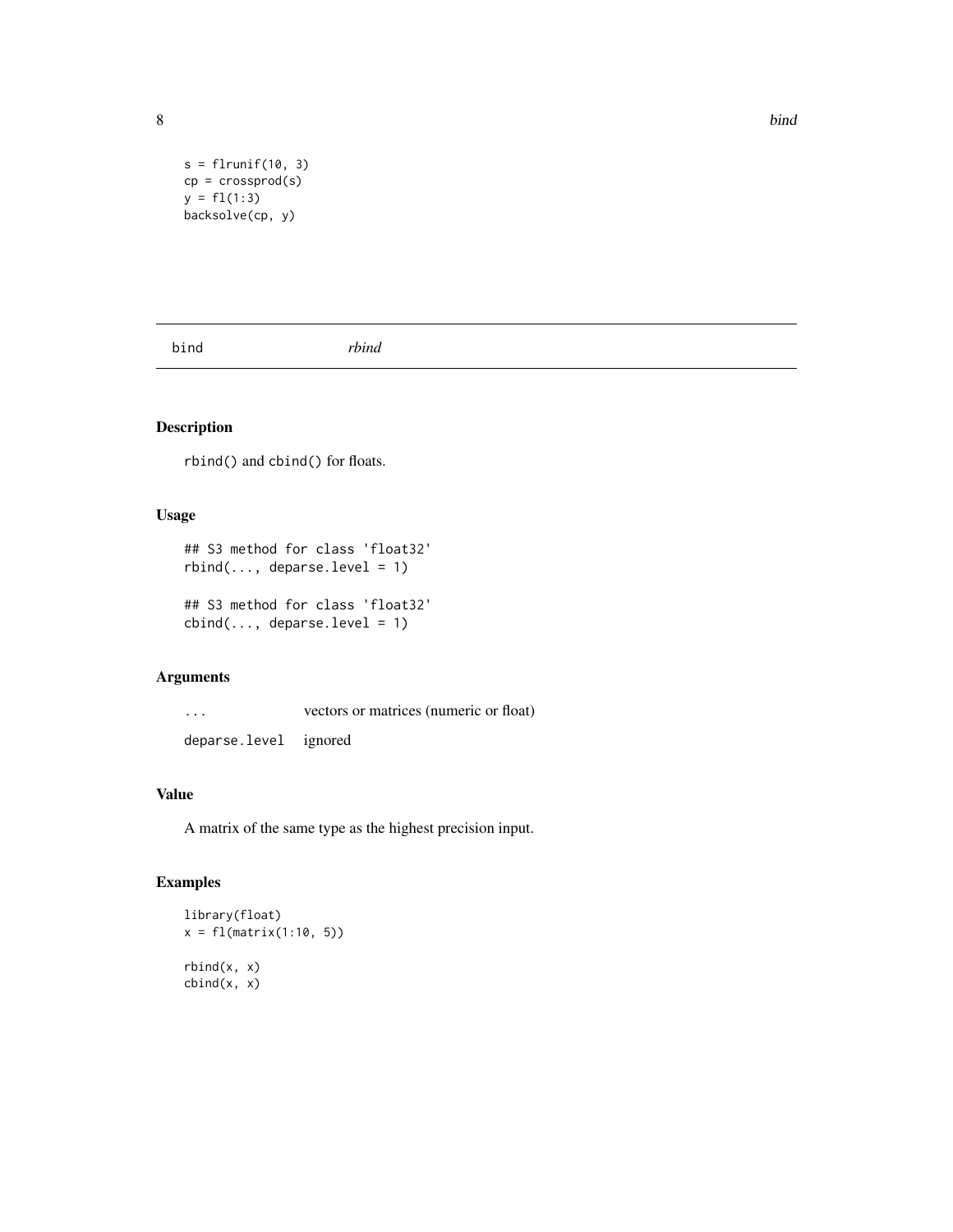```
s = flrunif(10, 3)
cp = crossprod(s)
y = fl(1:3)
backsolve(cp, y)
```

## bind — *rbind*

### Description

rbind() and cbind() for floats.

### Usage

```
## S3 method for class 'float32'
rbind(..., deparse.level = 1)

## S3 method for class 'float32'
cbind(..., deparse.level = 1)
```

### Arguments

| | |
|---|---|
| ... | vectors or matrices (numeric or float) |
| deparse.level | ignored |

### Value

A matrix of the same type as the highest precision input.

### Examples

```
library(float)
x = fl(matrix(1:10, 5))

rbind(x, x)
cbind(x, x)
```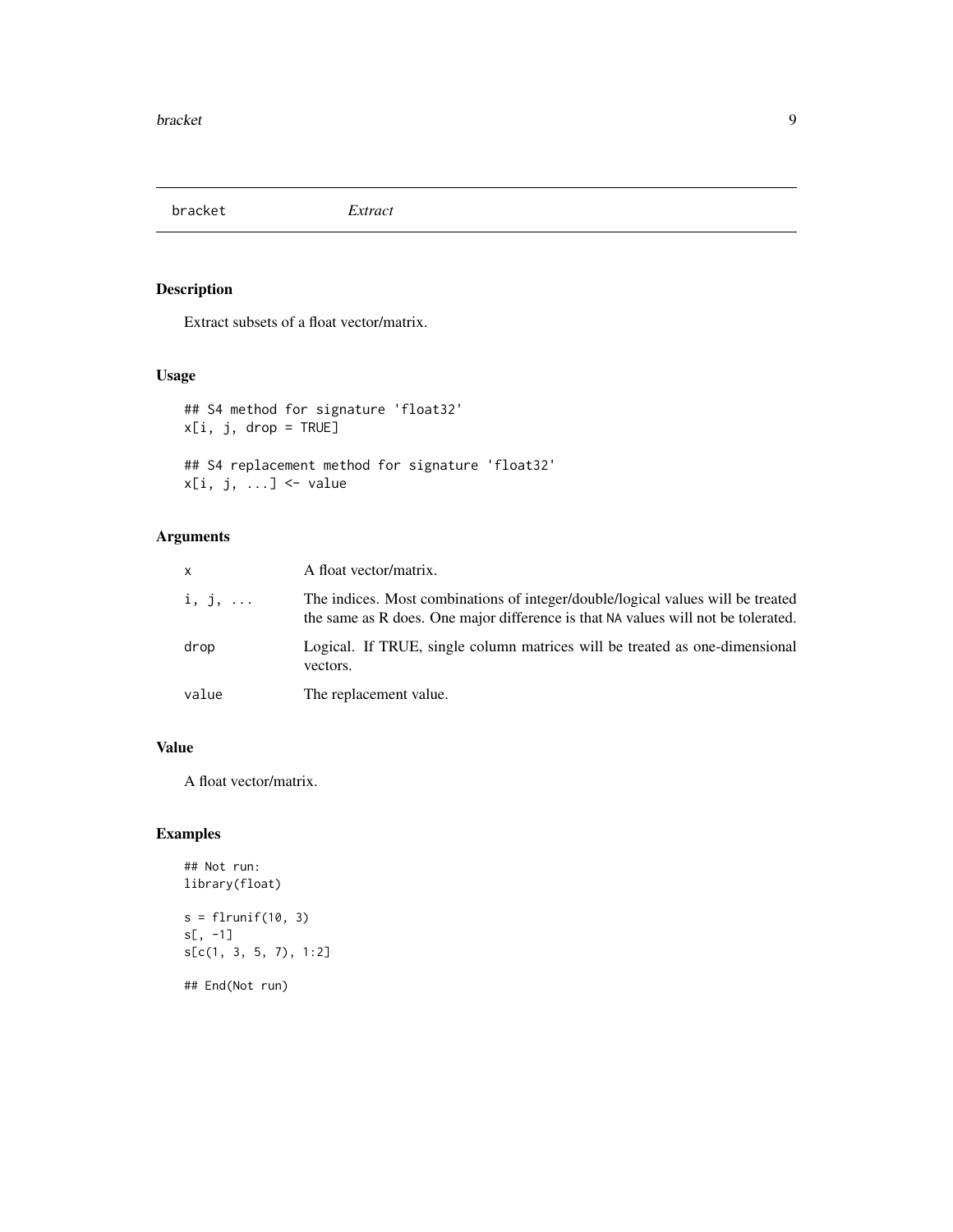bracket *Extract*

## Description

Extract subsets of a float vector/matrix.

## Usage

```
## S4 method for signature 'float32'
x[i, j, drop = TRUE]

## S4 replacement method for signature 'float32'
x[i, j, ...] <- value
```

## Arguments

| | |
|---|---|
| x | A float vector/matrix. |
| i, j, ... | The indices. Most combinations of integer/double/logical values will be treated the same as R does. One major difference is that NA values will not be tolerated. |
| drop | Logical. If TRUE, single column matrices will be treated as one-dimensional vectors. |
| value | The replacement value. |

## Value

A float vector/matrix.

## Examples

```
## Not run:
library(float)

s = flrunif(10, 3)
s[, -1]
s[c(1, 3, 5, 7), 1:2]

## End(Not run)
```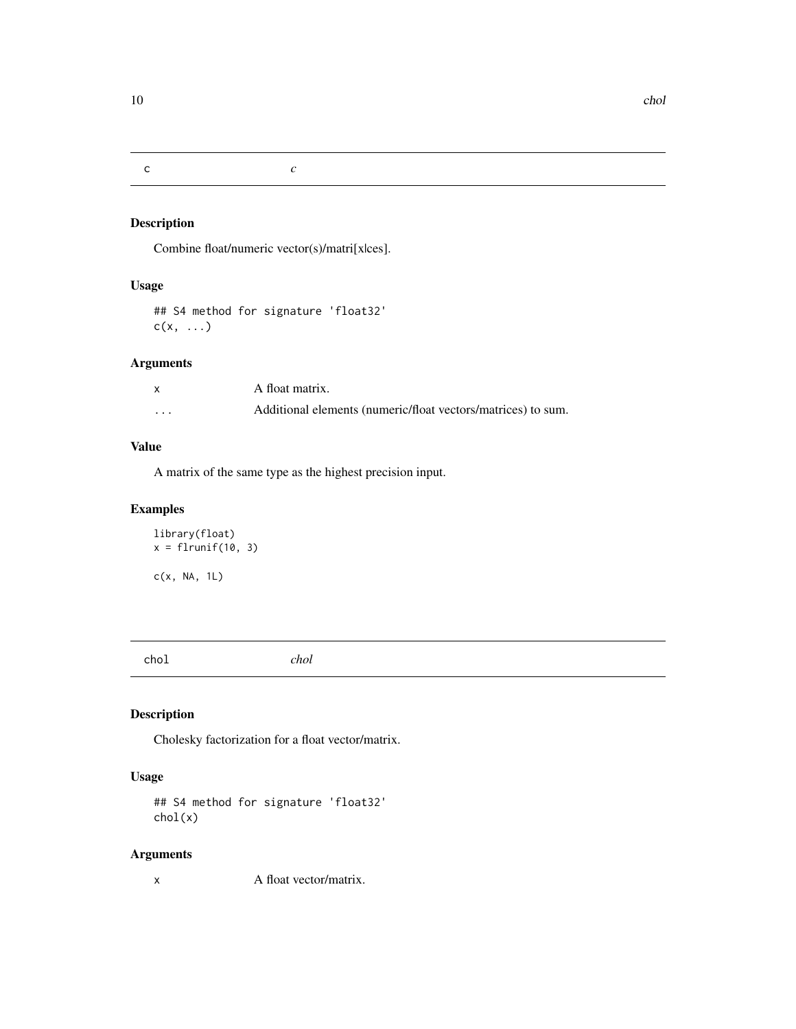## c    *c*

### Description

Combine float/numeric vector(s)/matri[x|ces].

### Usage

```
## S4 method for signature 'float32'
c(x, ...)
```

### Arguments

| | |
|---|---|
| x | A float matrix. |
| ... | Additional elements (numeric/float vectors/matrices) to sum. |

### Value

A matrix of the same type as the highest precision input.

### Examples

```
library(float)
x = flrunif(10, 3)

c(x, NA, 1L)
```

## chol    *chol*

### Description

Cholesky factorization for a float vector/matrix.

### Usage

```
## S4 method for signature 'float32'
chol(x)
```

### Arguments

| | |
|---|---|
| x | A float vector/matrix. |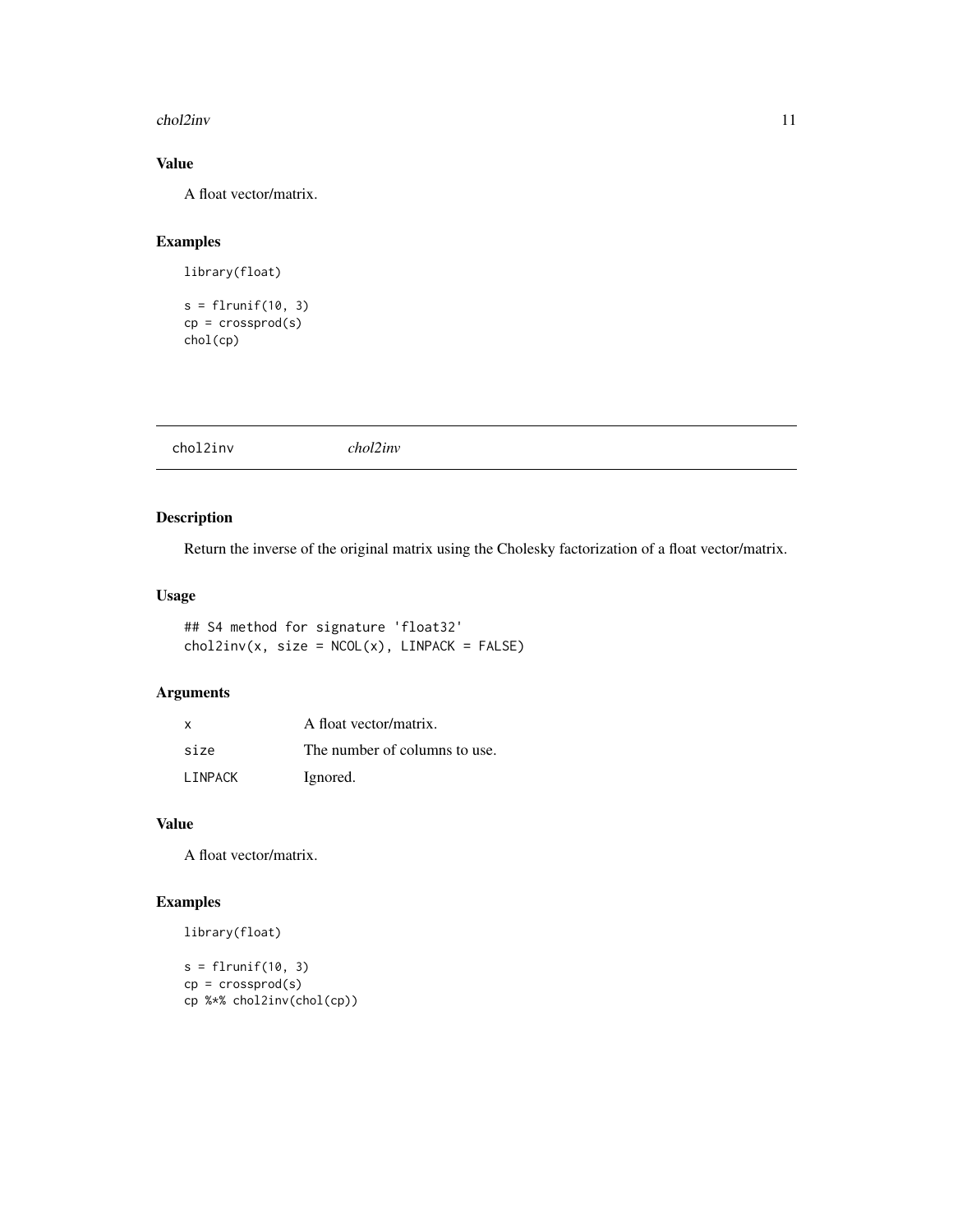### Value

A float vector/matrix.

### Examples

```
library(float)

s = flrunif(10, 3)
cp = crossprod(s)
chol(cp)
```

---

## chol2inv *chol2inv*

### Description

Return the inverse of the original matrix using the Cholesky factorization of a float vector/matrix.

### Usage

```
## S4 method for signature 'float32'
chol2inv(x, size = NCOL(x), LINPACK = FALSE)
```

### Arguments

| | |
|---|---|
| x | A float vector/matrix. |
| size | The number of columns to use. |
| LINPACK | Ignored. |

### Value

A float vector/matrix.

### Examples

```
library(float)

s = flrunif(10, 3)
cp = crossprod(s)
cp %*% chol2inv(chol(cp))
```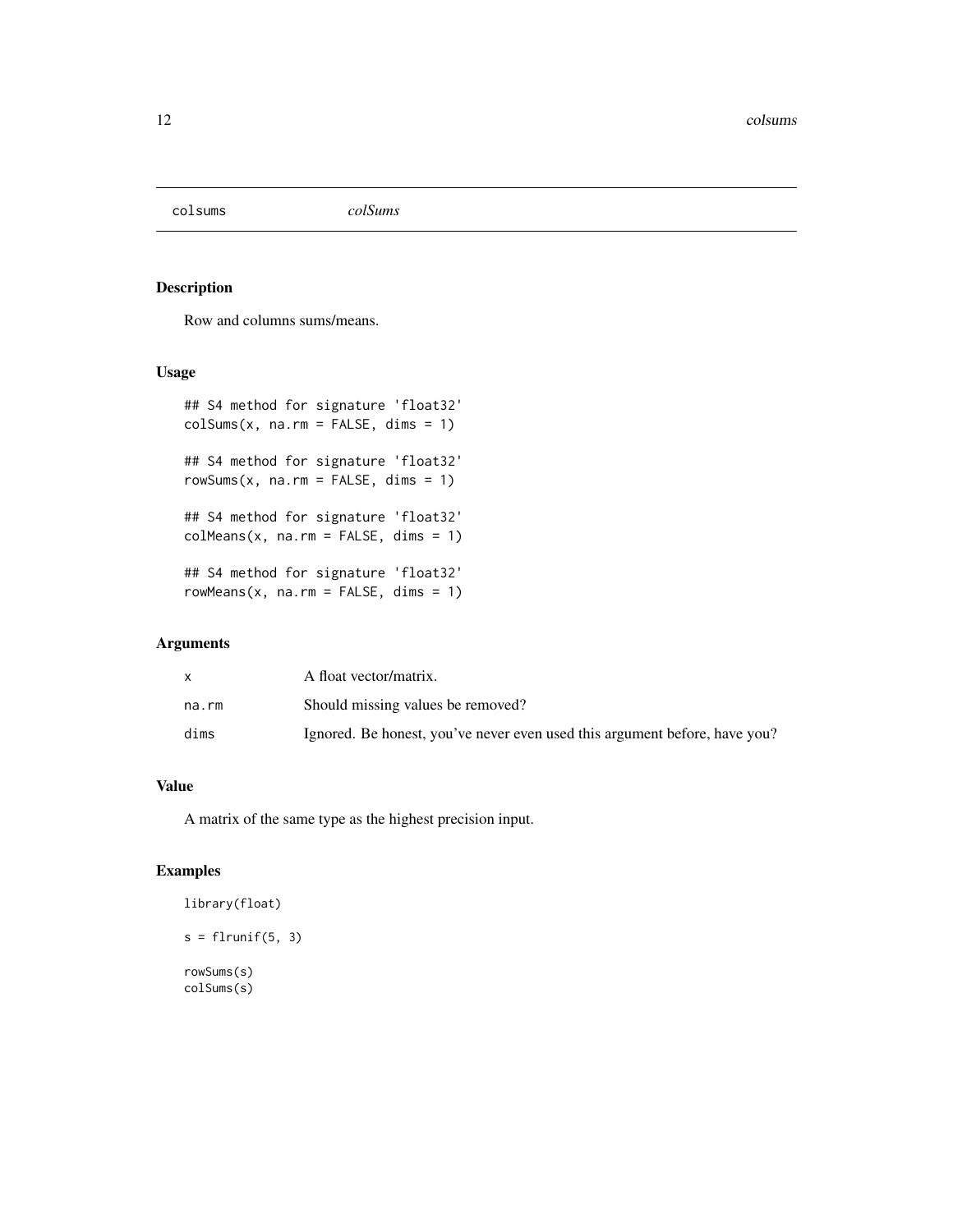colsums *colSums*

## Description

Row and columns sums/means.

## Usage

```
## S4 method for signature 'float32'
colSums(x, na.rm = FALSE, dims = 1)

## S4 method for signature 'float32'
rowSums(x, na.rm = FALSE, dims = 1)

## S4 method for signature 'float32'
colMeans(x, na.rm = FALSE, dims = 1)

## S4 method for signature 'float32'
rowMeans(x, na.rm = FALSE, dims = 1)
```

## Arguments

| | |
|---|---|
| x | A float vector/matrix. |
| na.rm | Should missing values be removed? |
| dims | Ignored. Be honest, you've never even used this argument before, have you? |

## Value

A matrix of the same type as the highest precision input.

## Examples

```
library(float)

s = flrunif(5, 3)

rowSums(s)
colSums(s)
```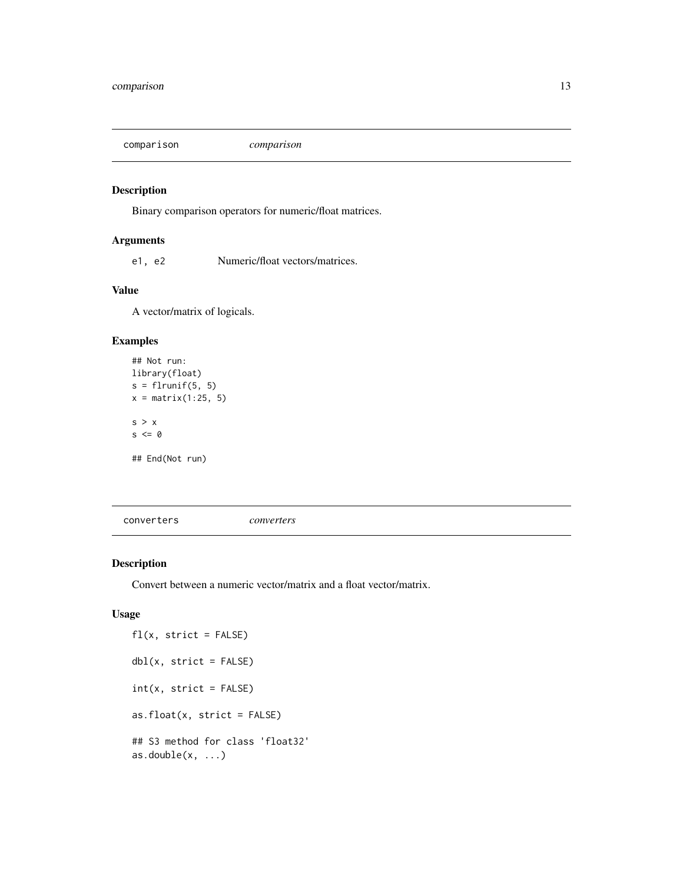## comparison *comparison*

### Description

Binary comparison operators for numeric/float matrices.

### Arguments

| | |
|---|---|
| e1, e2 | Numeric/float vectors/matrices. |

### Value

A vector/matrix of logicals.

### Examples

```
## Not run:
library(float)
s = flrunif(5, 5)
x = matrix(1:25, 5)

s > x
s <= 0

## End(Not run)
```

## converters *converters*

### Description

Convert between a numeric vector/matrix and a float vector/matrix.

### Usage

```
fl(x, strict = FALSE)

dbl(x, strict = FALSE)

int(x, strict = FALSE)

as.float(x, strict = FALSE)

## S3 method for class 'float32'
as.double(x, ...)
```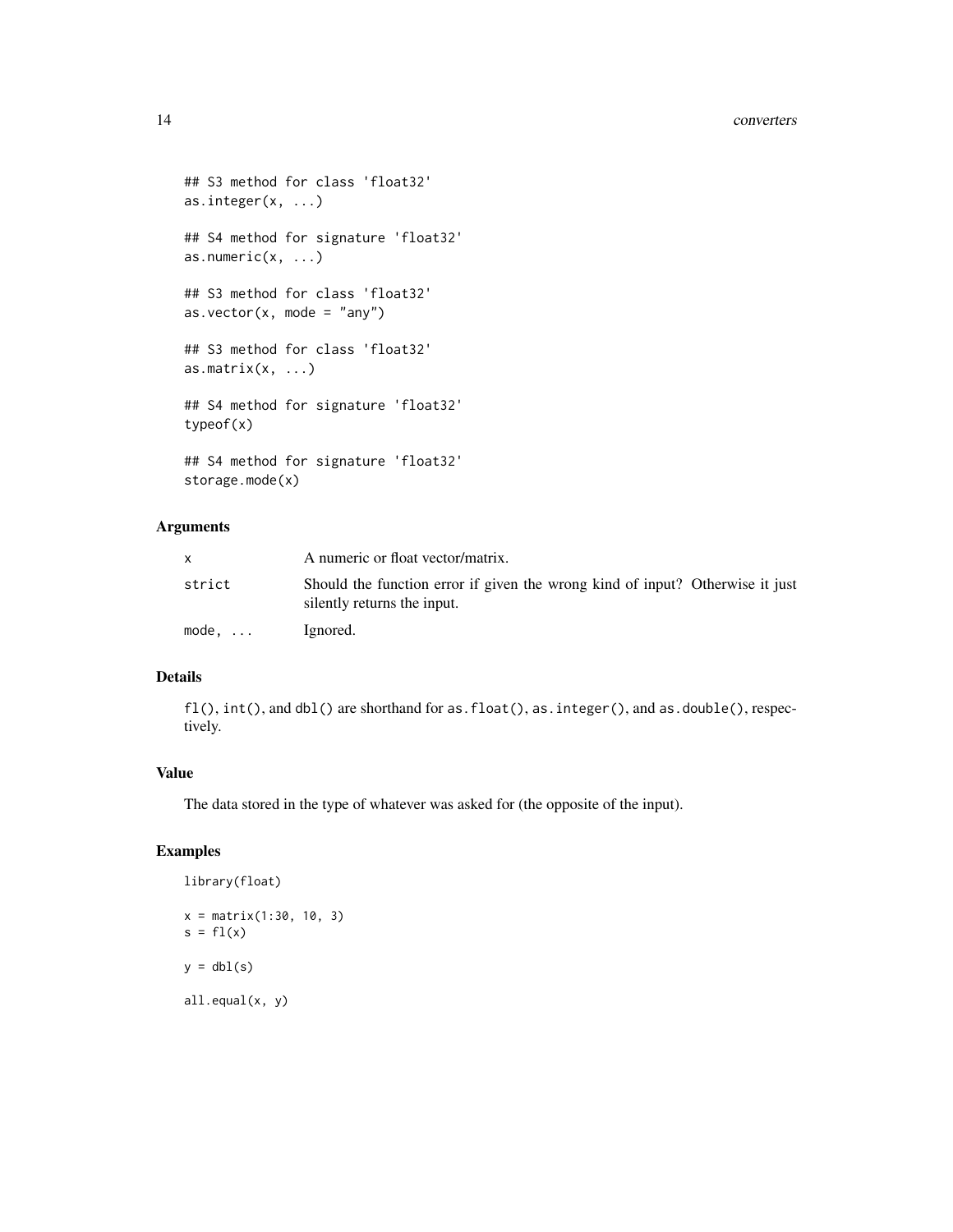```
## S3 method for class 'float32'
as.integer(x, ...)

## S4 method for signature 'float32'
as.numeric(x, ...)

## S3 method for class 'float32'
as.vector(x, mode = "any")

## S3 method for class 'float32'
as.matrix(x, ...)

## S4 method for signature 'float32'
typeof(x)

## S4 method for signature 'float32'
storage.mode(x)
```

## Arguments

| | |
|---|---|
| `x` | A numeric or float vector/matrix. |
| `strict` | Should the function error if given the wrong kind of input? Otherwise it just silently returns the input. |
| `mode, ...` | Ignored. |

## Details

`fl()`, `int()`, and `dbl()` are shorthand for `as.float()`, `as.integer()`, and `as.double()`, respectively.

## Value

The data stored in the type of whatever was asked for (the opposite of the input).

## Examples

```
library(float)

x = matrix(1:30, 10, 3)
s = fl(x)

y = dbl(s)

all.equal(x, y)
```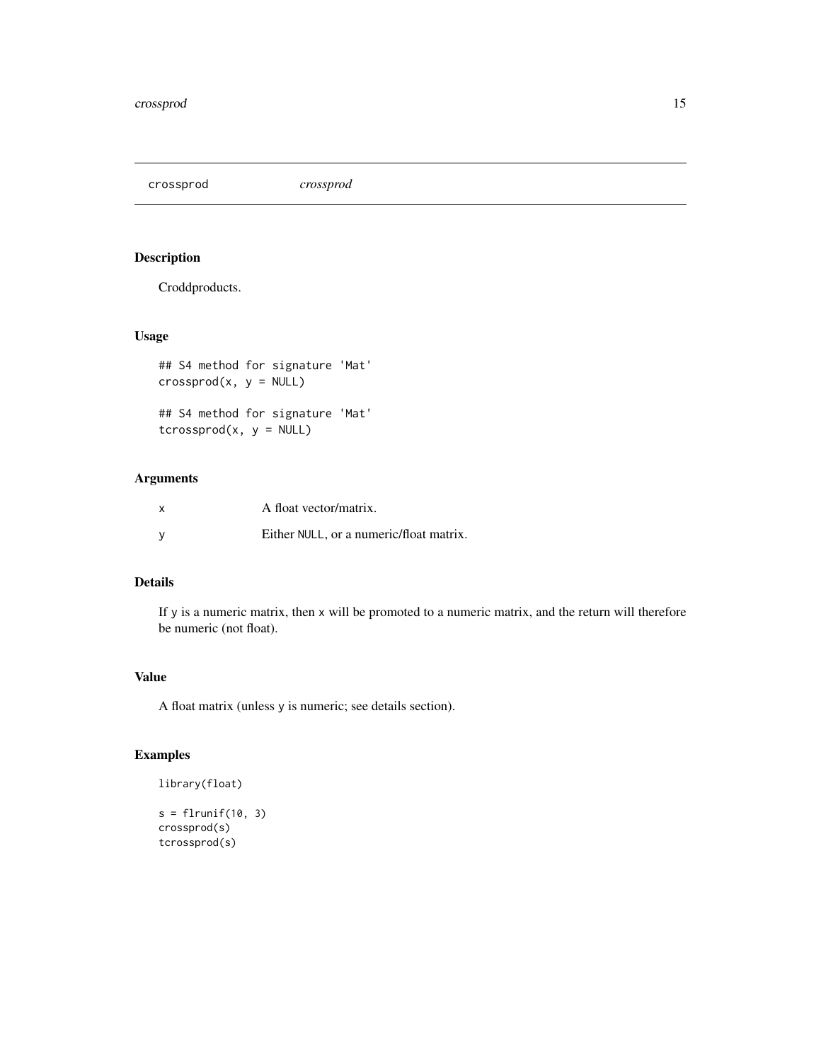# crossprod *crossprod*

## Description

Croddproducts.

## Usage

```
## S4 method for signature 'Mat'
crossprod(x, y = NULL)

## S4 method for signature 'Mat'
tcrossprod(x, y = NULL)
```

## Arguments

| | |
|---|---|
| x | A float vector/matrix. |
| y | Either NULL, or a numeric/float matrix. |

## Details

If y is a numeric matrix, then x will be promoted to a numeric matrix, and the return will therefore be numeric (not float).

## Value

A float matrix (unless y is numeric; see details section).

## Examples

```
library(float)

s = flrunif(10, 3)
crossprod(s)
tcrossprod(s)
```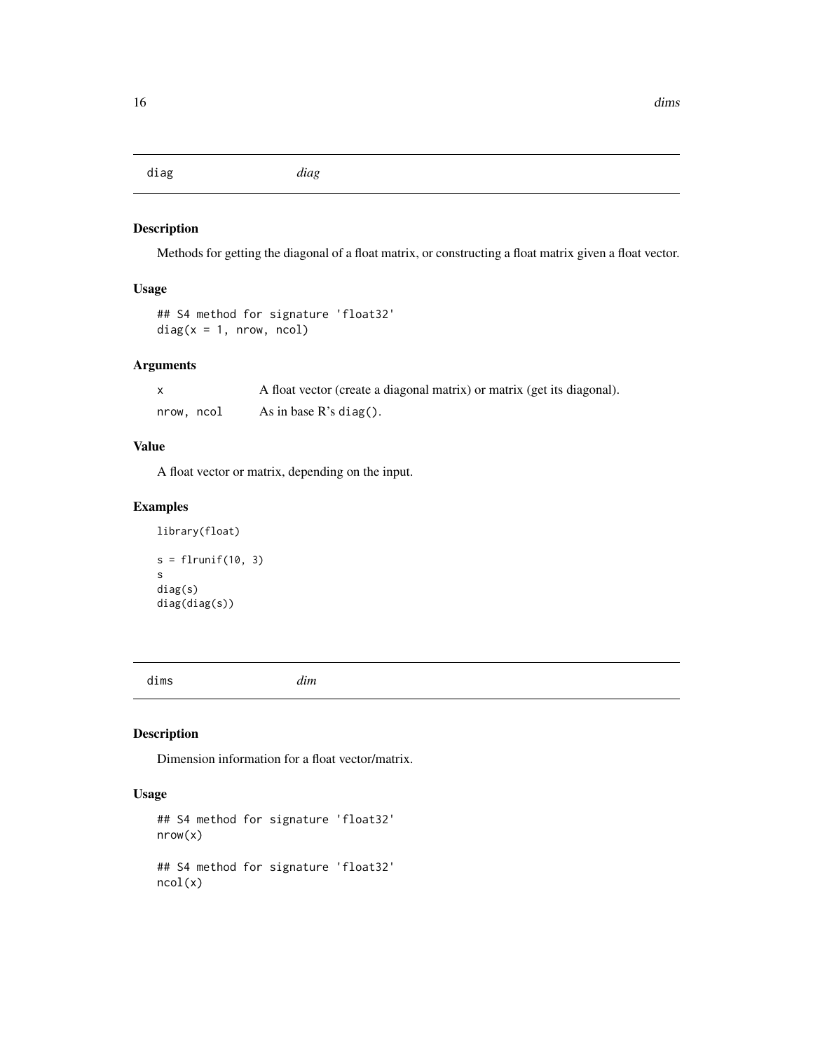## diag — *diag*

### Description

Methods for getting the diagonal of a float matrix, or constructing a float matrix given a float vector.

### Usage

```
## S4 method for signature 'float32'
diag(x = 1, nrow, ncol)
```

### Arguments

| | |
|---|---|
| `x` | A float vector (create a diagonal matrix) or matrix (get its diagonal). |
| `nrow, ncol` | As in base R's `diag()`. |

### Value

A float vector or matrix, depending on the input.

### Examples

```
library(float)

s = flrunif(10, 3)
s
diag(s)
diag(diag(s))
```

## dims — *dim*

### Description

Dimension information for a float vector/matrix.

### Usage

```
## S4 method for signature 'float32'
nrow(x)

## S4 method for signature 'float32'
ncol(x)
```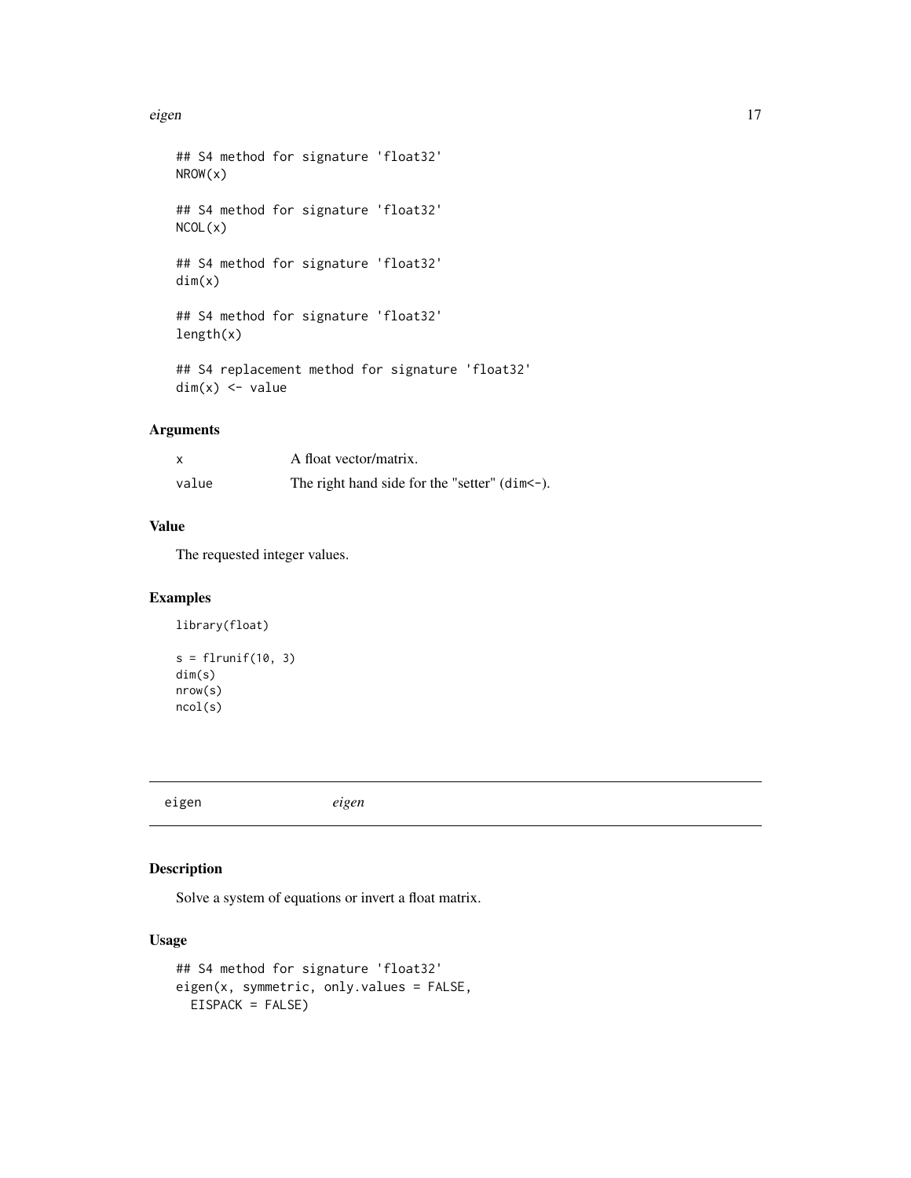```
## S4 method for signature 'float32'
NROW(x)

## S4 method for signature 'float32'
NCOL(x)

## S4 method for signature 'float32'
dim(x)

## S4 method for signature 'float32'
length(x)

## S4 replacement method for signature 'float32'
dim(x) <- value
```

## Arguments

| | |
|---|---|
| x | A float vector/matrix. |
| value | The right hand side for the "setter" (dim<-). |

## Value

The requested integer values.

## Examples

```
library(float)

s = flrunif(10, 3)
dim(s)
nrow(s)
ncol(s)
```

---

# eigen *eigen*

---

## Description

Solve a system of equations or invert a float matrix.

## Usage

```
## S4 method for signature 'float32'
eigen(x, symmetric, only.values = FALSE,
  EISPACK = FALSE)
```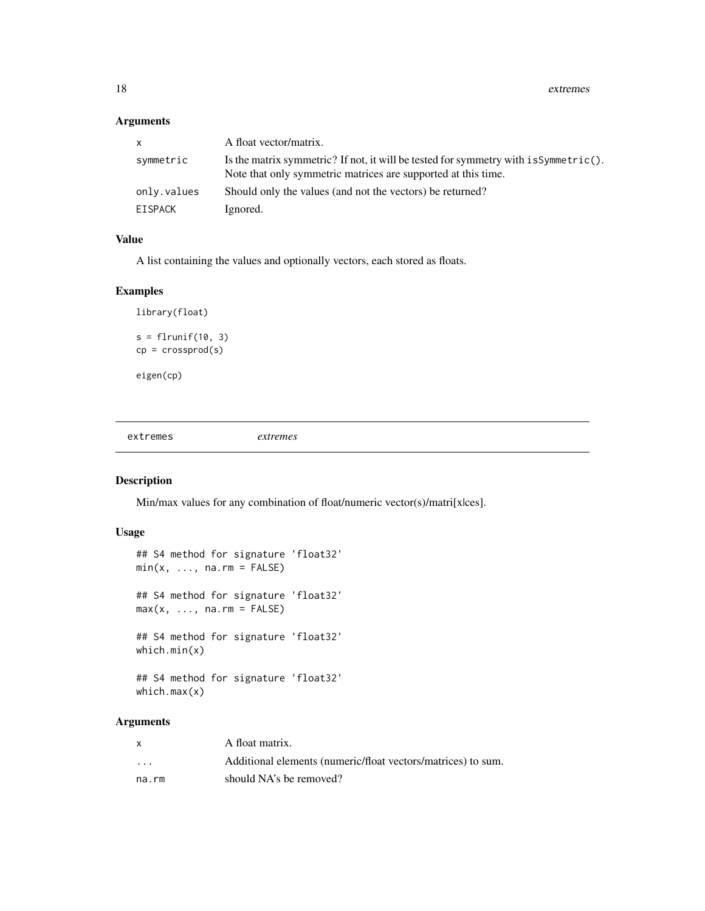### Arguments

| | |
|---|---|
| x | A float vector/matrix. |
| symmetric | Is the matrix symmetric? If not, it will be tested for symmetry with `isSymmetric()`. Note that only symmetric matrices are supported at this time. |
| only.values | Should only the values (and not the vectors) be returned? |
| EISPACK | Ignored. |

### Value

A list containing the values and optionally vectors, each stored as floats.

### Examples

```
library(float)

s = flrunif(10, 3)
cp = crossprod(s)

eigen(cp)
```

---

## extremes *extremes*

---

### Description

Min/max values for any combination of float/numeric vector(s)/matri[x|ces].

### Usage

```
## S4 method for signature 'float32'
min(x, ..., na.rm = FALSE)

## S4 method for signature 'float32'
max(x, ..., na.rm = FALSE)

## S4 method for signature 'float32'
which.min(x)

## S4 method for signature 'float32'
which.max(x)
```

### Arguments

| | |
|---|---|
| x | A float matrix. |
| ... | Additional elements (numeric/float vectors/matrices) to sum. |
| na.rm | should NA's be removed? |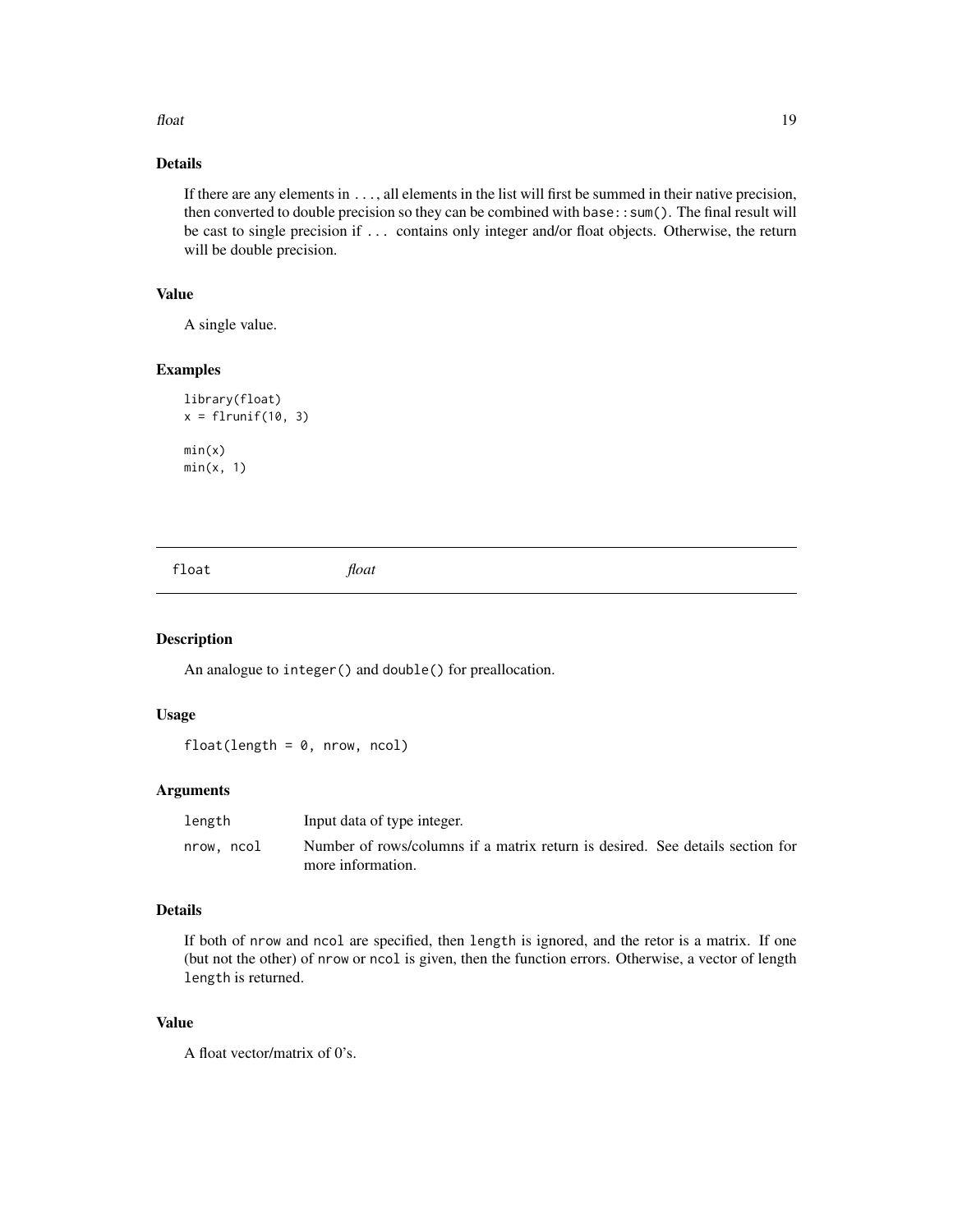## Details

If there are any elements in `...`, all elements in the list will first be summed in their native precision, then converted to double precision so they can be combined with `base::sum()`. The final result will be cast to single precision if `...` contains only integer and/or float objects. Otherwise, the return will be double precision.

## Value

A single value.

## Examples

```
library(float)
x = flrunif(10, 3)

min(x)
min(x, 1)
```

---

# float *float*

---

## Description

An analogue to `integer()` and `double()` for preallocation.

## Usage

```
float(length = 0, nrow, ncol)
```

## Arguments

| | |
|---|---|
| `length` | Input data of type integer. |
| `nrow, ncol` | Number of rows/columns if a matrix return is desired. See details section for more information. |

## Details

If both of `nrow` and `ncol` are specified, then `length` is ignored, and the retor is a matrix. If one (but not the other) of `nrow` or `ncol` is given, then the function errors. Otherwise, a vector of length `length` is returned.

## Value

A float vector/matrix of 0's.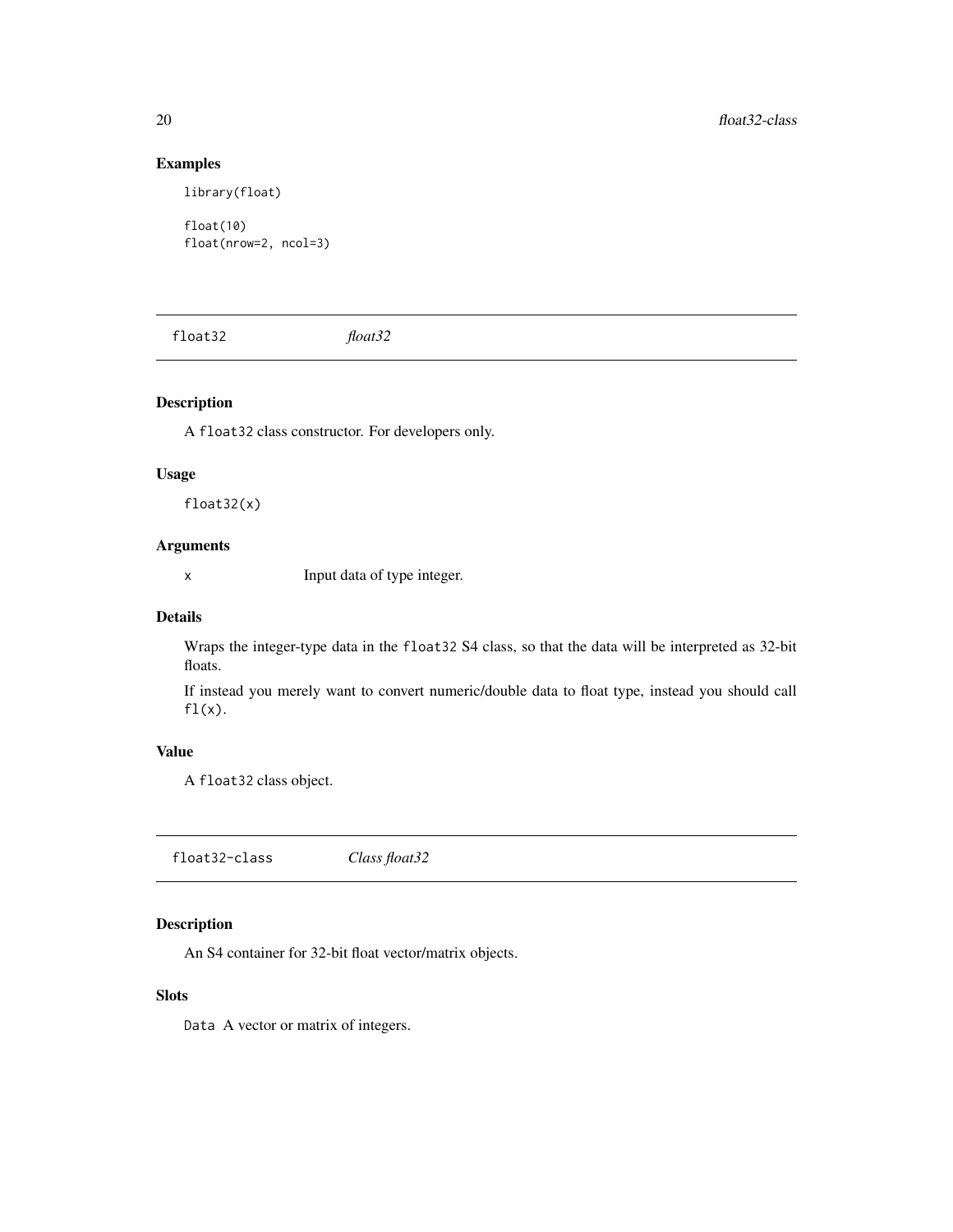## Examples

```
library(float)

float(10)
float(nrow=2, ncol=3)
```

# float32 *float32*

## Description

A `float32` class constructor. For developers only.

## Usage

```
float32(x)
```

## Arguments

| | |
|---|---|
| x | Input data of type integer. |

## Details

Wraps the integer-type data in the `float32` S4 class, so that the data will be interpreted as 32-bit floats.

If instead you merely want to convert numeric/double data to float type, instead you should call `fl(x)`.

## Value

A `float32` class object.

# float32-class *Class float32*

## Description

An S4 container for 32-bit float vector/matrix objects.

## Slots

`Data` A vector or matrix of integers.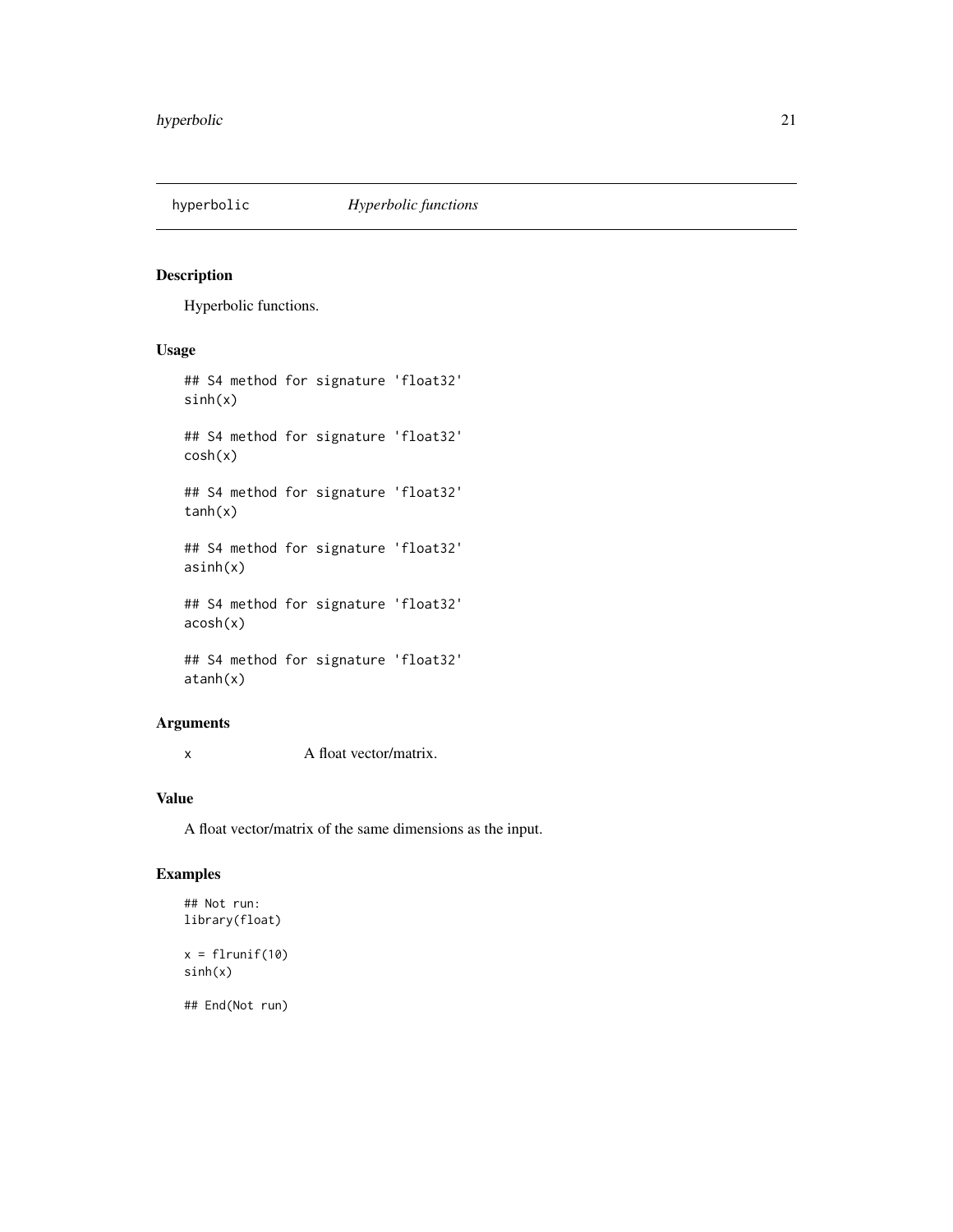# hyperbolic *Hyperbolic functions*

## Description

Hyperbolic functions.

## Usage

```
## S4 method for signature 'float32'
sinh(x)

## S4 method for signature 'float32'
cosh(x)

## S4 method for signature 'float32'
tanh(x)

## S4 method for signature 'float32'
asinh(x)

## S4 method for signature 'float32'
acosh(x)

## S4 method for signature 'float32'
atanh(x)
```

## Arguments

| | |
|---|---|
| x | A float vector/matrix. |

## Value

A float vector/matrix of the same dimensions as the input.

## Examples

```
## Not run:
library(float)

x = flrunif(10)
sinh(x)

## End(Not run)
```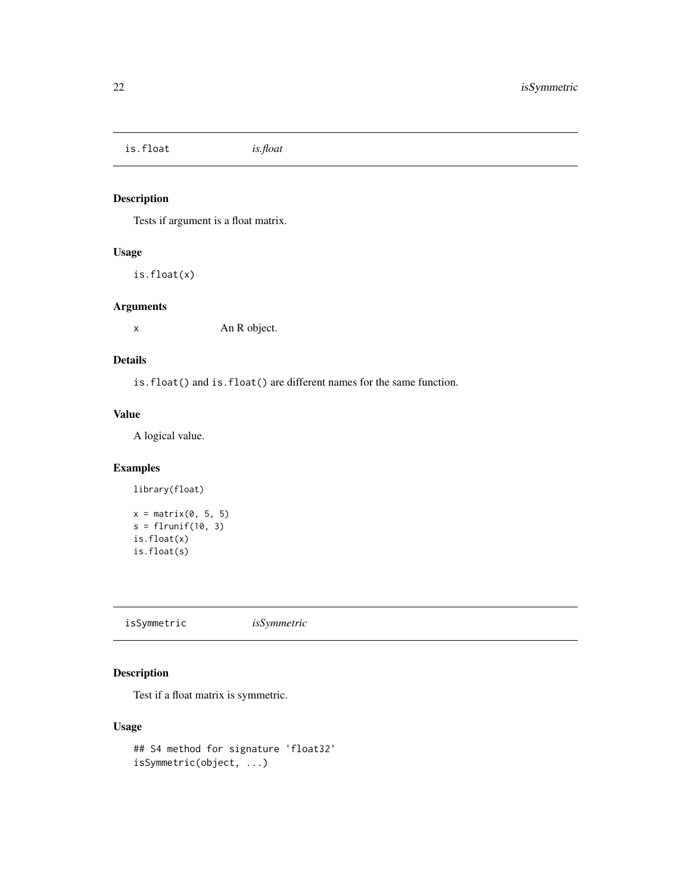## is.float *is.float*

### Description

Tests if argument is a float matrix.

### Usage

```
is.float(x)
```

### Arguments

| | |
|---|---|
| x | An R object. |

### Details

`is.float()` and `is.float()` are different names for the same function.

### Value

A logical value.

### Examples

```
library(float)

x = matrix(0, 5, 5)
s = flrunif(10, 3)
is.float(x)
is.float(s)
```

## isSymmetric *isSymmetric*

### Description

Test if a float matrix is symmetric.

### Usage

```
## S4 method for signature 'float32'
isSymmetric(object, ...)
```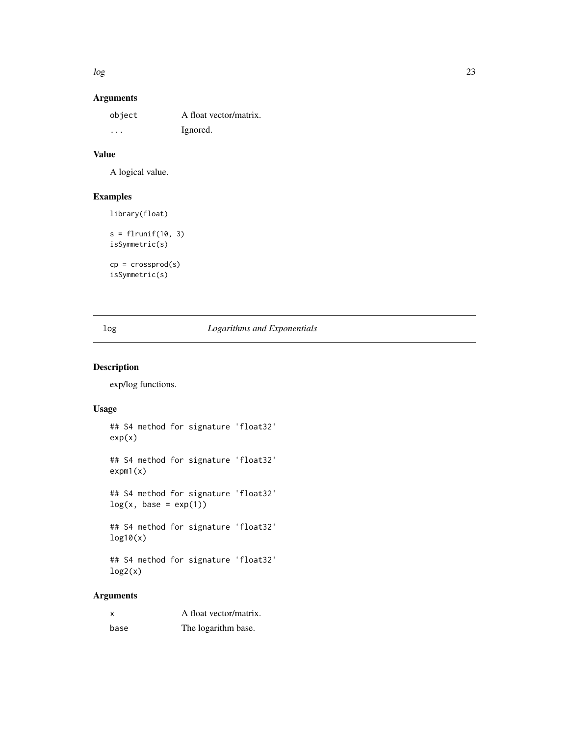### Arguments

| | |
|---|---|
| `object` | A float vector/matrix. |
| `...` | Ignored. |

### Value

A logical value.

### Examples

```
library(float)

s = flrunif(10, 3)
isSymmetric(s)

cp = crossprod(s)
isSymmetric(s)
```

---

## log — *Logarithms and Exponentials*

---

### Description

exp/log functions.

### Usage

```
## S4 method for signature 'float32'
exp(x)

## S4 method for signature 'float32'
expm1(x)

## S4 method for signature 'float32'
log(x, base = exp(1))

## S4 method for signature 'float32'
log10(x)

## S4 method for signature 'float32'
log2(x)
```

### Arguments

| | |
|---|---|
| `x` | A float vector/matrix. |
| `base` | The logarithm base. |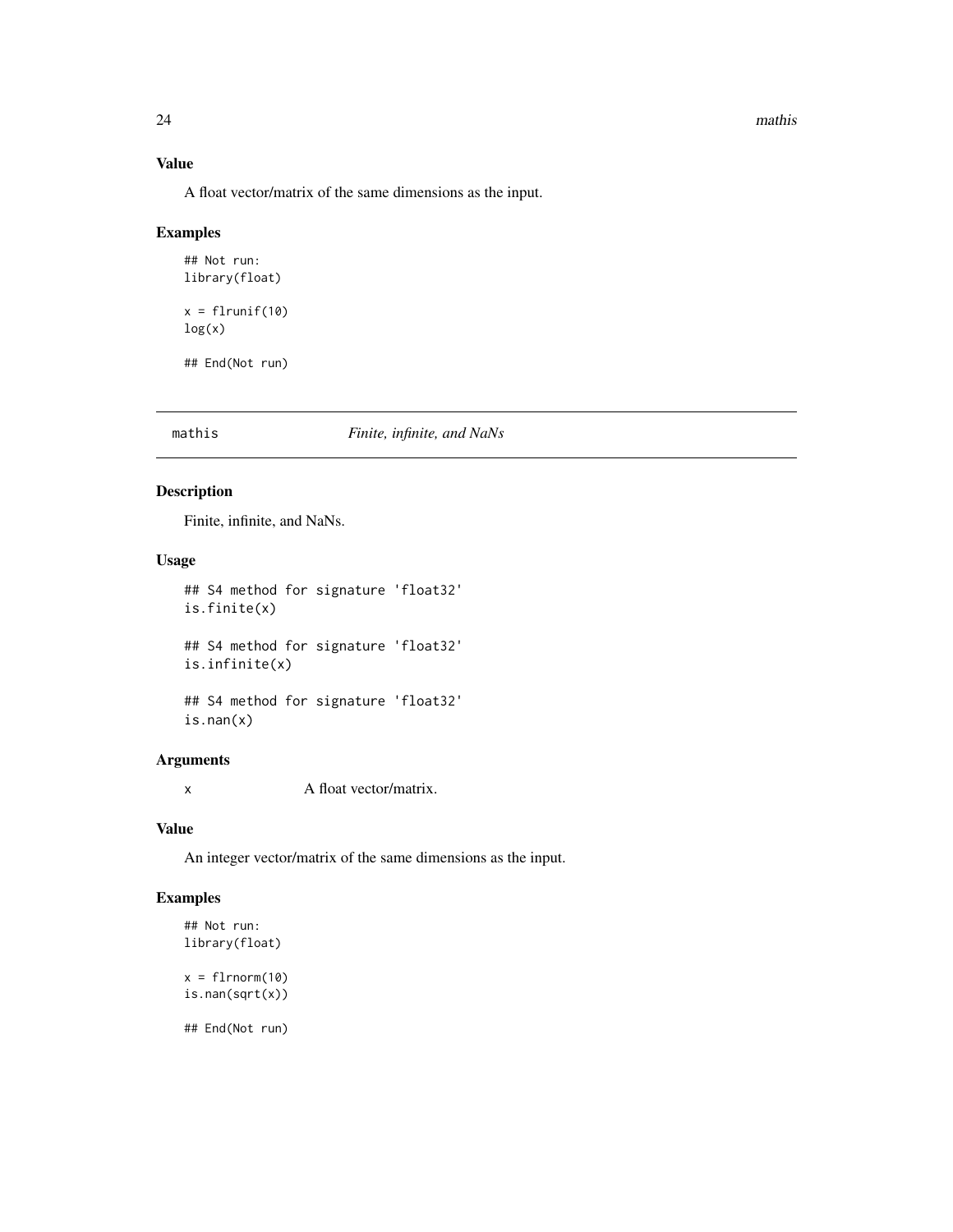### Value

A float vector/matrix of the same dimensions as the input.

### Examples

```
## Not run:
library(float)

x = flrunif(10)
log(x)

## End(Not run)
```

---

## mathis — *Finite, infinite, and NaNs*

---

### Description

Finite, infinite, and NaNs.

### Usage

```
## S4 method for signature 'float32'
is.finite(x)

## S4 method for signature 'float32'
is.infinite(x)

## S4 method for signature 'float32'
is.nan(x)
```

### Arguments

| | |
|---|---|
| x | A float vector/matrix. |

### Value

An integer vector/matrix of the same dimensions as the input.

### Examples

```
## Not run:
library(float)

x = flrnorm(10)
is.nan(sqrt(x))

## End(Not run)
```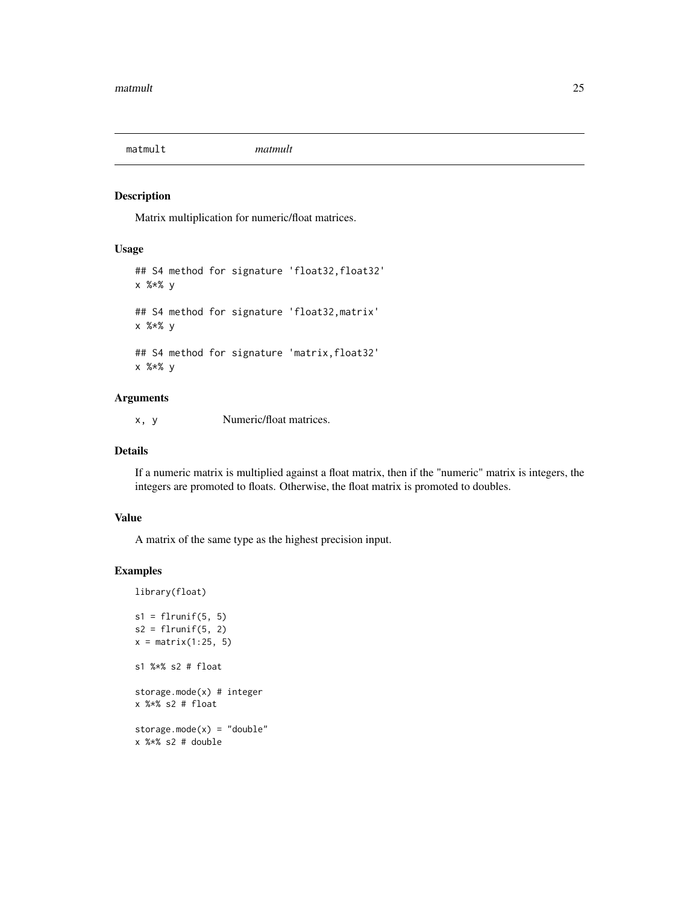# matmult — *matmult*

## Description

Matrix multiplication for numeric/float matrices.

## Usage

```
## S4 method for signature 'float32,float32'
x %*% y

## S4 method for signature 'float32,matrix'
x %*% y

## S4 method for signature 'matrix,float32'
x %*% y
```

## Arguments

| | |
|---|---|
| x, y | Numeric/float matrices. |

## Details

If a numeric matrix is multiplied against a float matrix, then if the "numeric" matrix is integers, the integers are promoted to floats. Otherwise, the float matrix is promoted to doubles.

## Value

A matrix of the same type as the highest precision input.

## Examples

```
library(float)

s1 = flrunif(5, 5)
s2 = flrunif(5, 2)
x = matrix(1:25, 5)

s1 %*% s2 # float

storage.mode(x) # integer
x %*% s2 # float

storage.mode(x) = "double"
x %*% s2 # double
```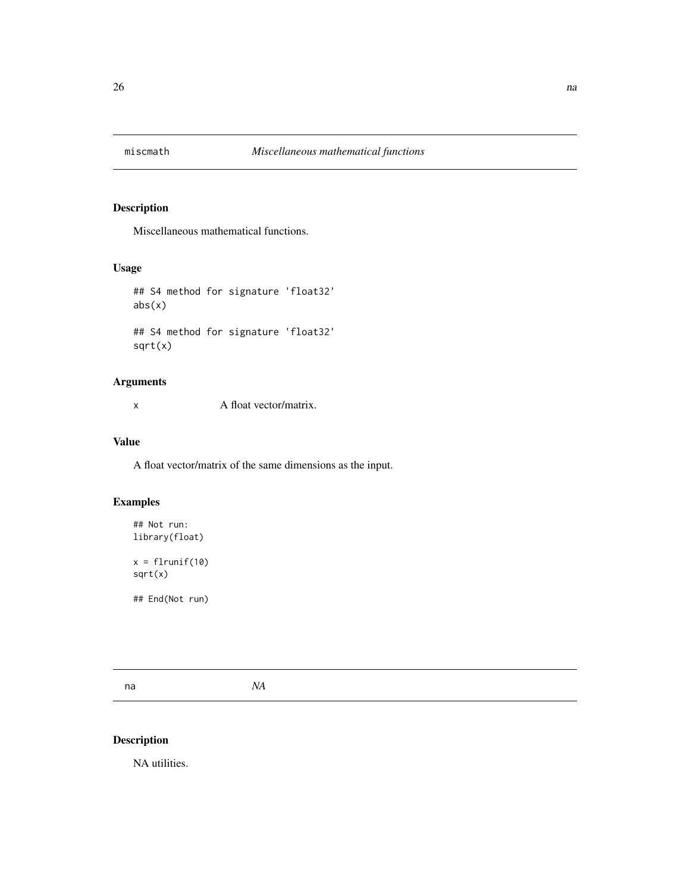## miscmath *Miscellaneous mathematical functions*

### Description

Miscellaneous mathematical functions.

### Usage

```
## S4 method for signature 'float32'
abs(x)

## S4 method for signature 'float32'
sqrt(x)
```

### Arguments

x A float vector/matrix.

### Value

A float vector/matrix of the same dimensions as the input.

### Examples

```
## Not run:
library(float)

x = flrunif(10)
sqrt(x)

## End(Not run)
```

## na *NA*

### Description

NA utilities.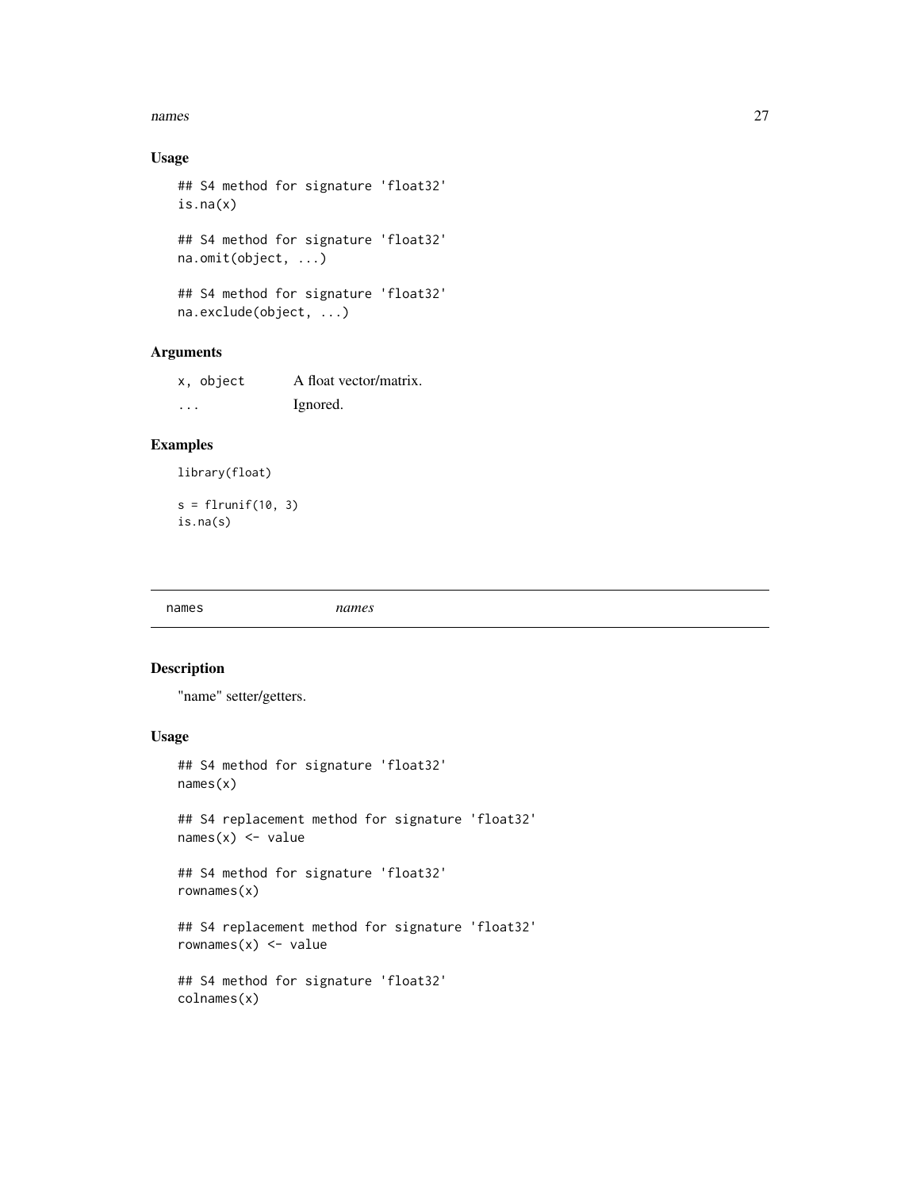### Usage

```
## S4 method for signature 'float32'
is.na(x)

## S4 method for signature 'float32'
na.omit(object, ...)

## S4 method for signature 'float32'
na.exclude(object, ...)
```

### Arguments

| | |
|---|---|
| x, object | A float vector/matrix. |
| ... | Ignored. |

### Examples

```
library(float)

s = flrunif(10, 3)
is.na(s)
```

---

## names *names*

---

### Description

"name" setter/getters.

### Usage

```
## S4 method for signature 'float32'
names(x)

## S4 replacement method for signature 'float32'
names(x) <- value

## S4 method for signature 'float32'
rownames(x)

## S4 replacement method for signature 'float32'
rownames(x) <- value

## S4 method for signature 'float32'
colnames(x)
```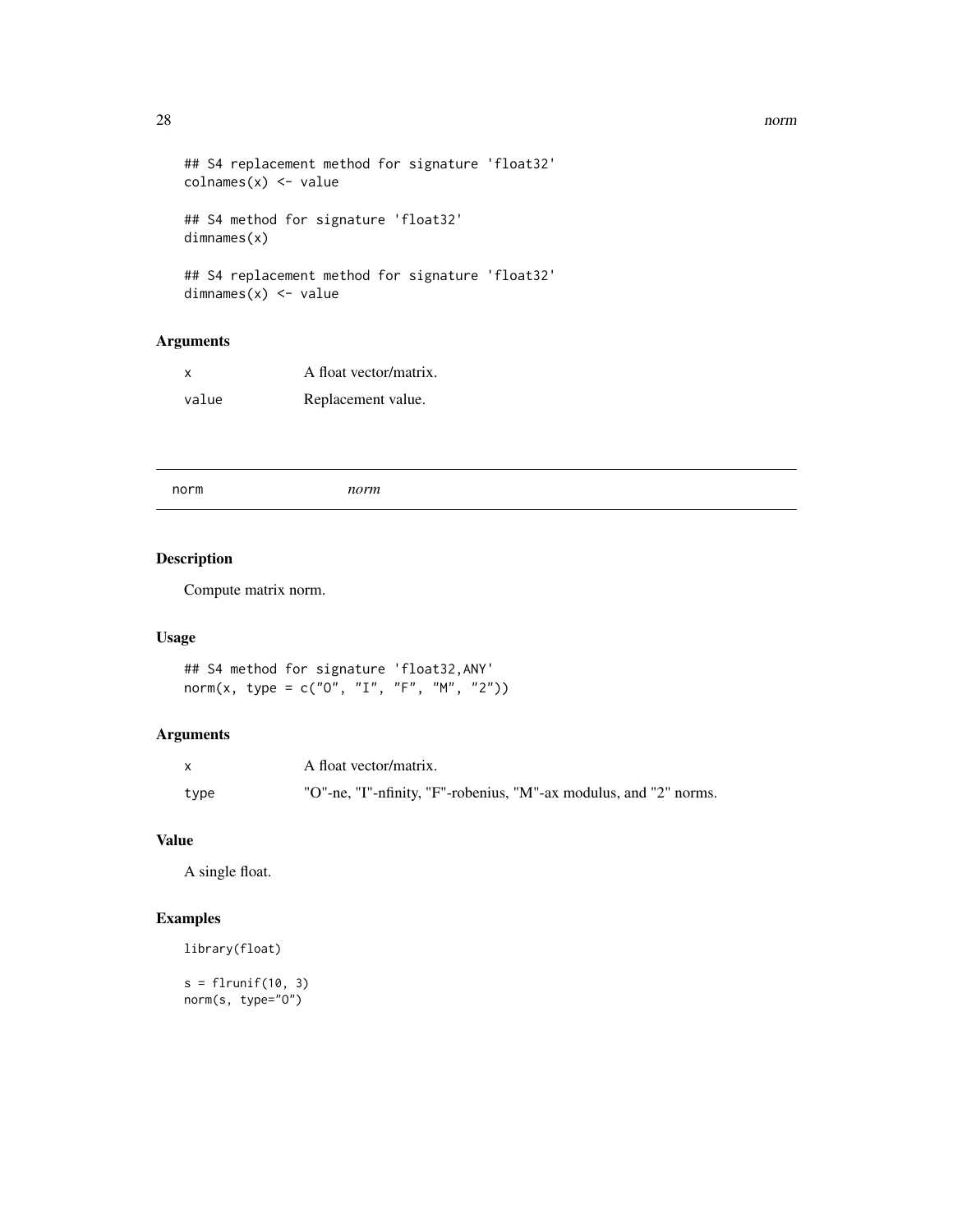```
## S4 replacement method for signature 'float32'
colnames(x) <- value

## S4 method for signature 'float32'
dimnames(x)

## S4 replacement method for signature 'float32'
dimnames(x) <- value
```

### Arguments

| | |
|---|---|
| x | A float vector/matrix. |
| value | Replacement value. |

---

## norm *norm*

---

### Description

Compute matrix norm.

### Usage

```
## S4 method for signature 'float32,ANY'
norm(x, type = c("O", "I", "F", "M", "2"))
```

### Arguments

| | |
|---|---|
| x | A float vector/matrix. |
| type | "O"-ne, "I"-nfinity, "F"-robenius, "M"-ax modulus, and "2" norms. |

### Value

A single float.

### Examples

```
library(float)

s = flrunif(10, 3)
norm(s, type="O")
```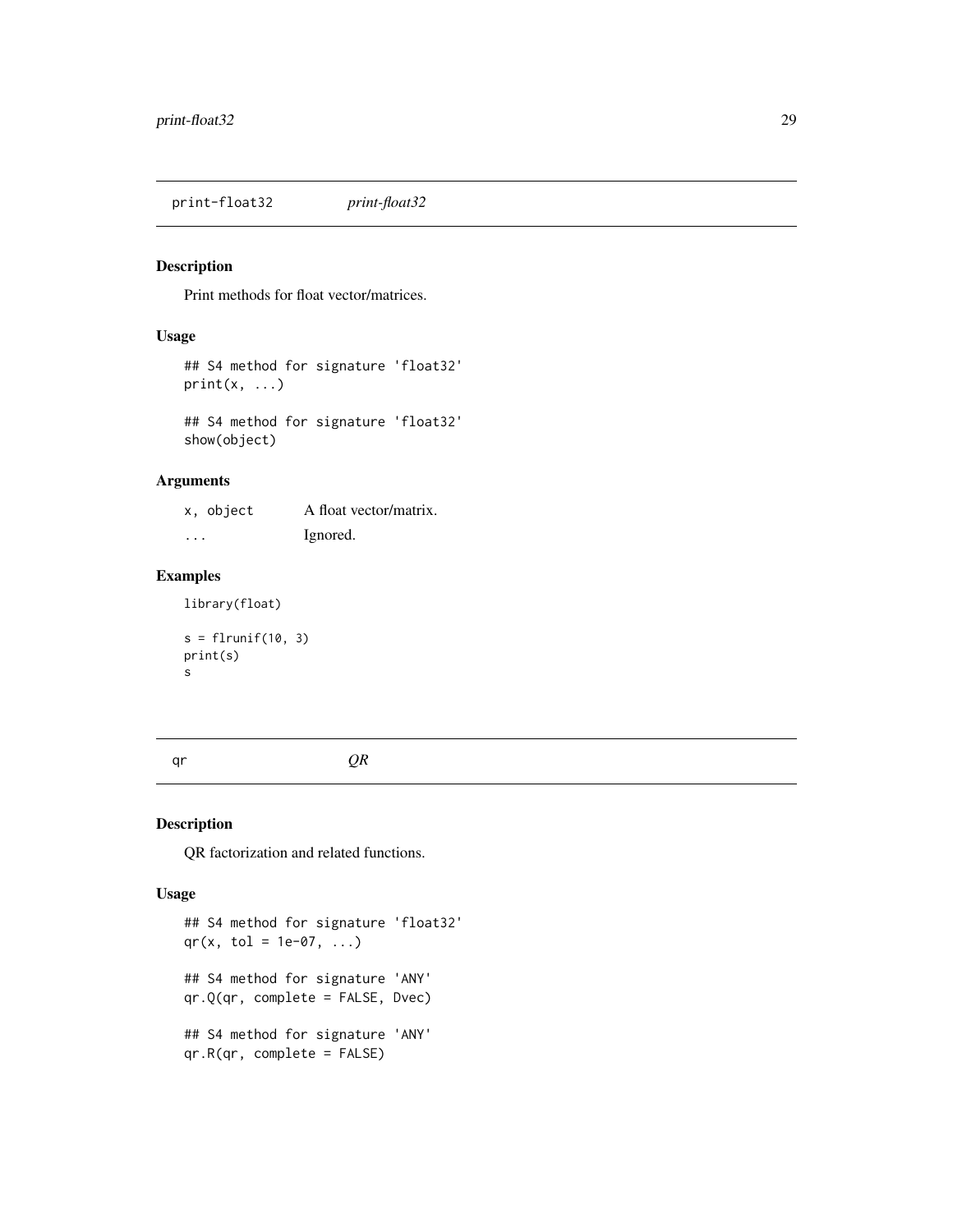## print-float32 *print-float32*

### Description

Print methods for float vector/matrices.

### Usage

```
## S4 method for signature 'float32'
print(x, ...)

## S4 method for signature 'float32'
show(object)
```

### Arguments

| | |
|---|---|
| x, object | A float vector/matrix. |
| ... | Ignored. |

### Examples

```
library(float)

s = flrunif(10, 3)
print(s)
s
```

## qr *QR*

### Description

QR factorization and related functions.

### Usage

```
## S4 method for signature 'float32'
qr(x, tol = 1e-07, ...)

## S4 method for signature 'ANY'
qr.Q(qr, complete = FALSE, Dvec)

## S4 method for signature 'ANY'
qr.R(qr, complete = FALSE)
```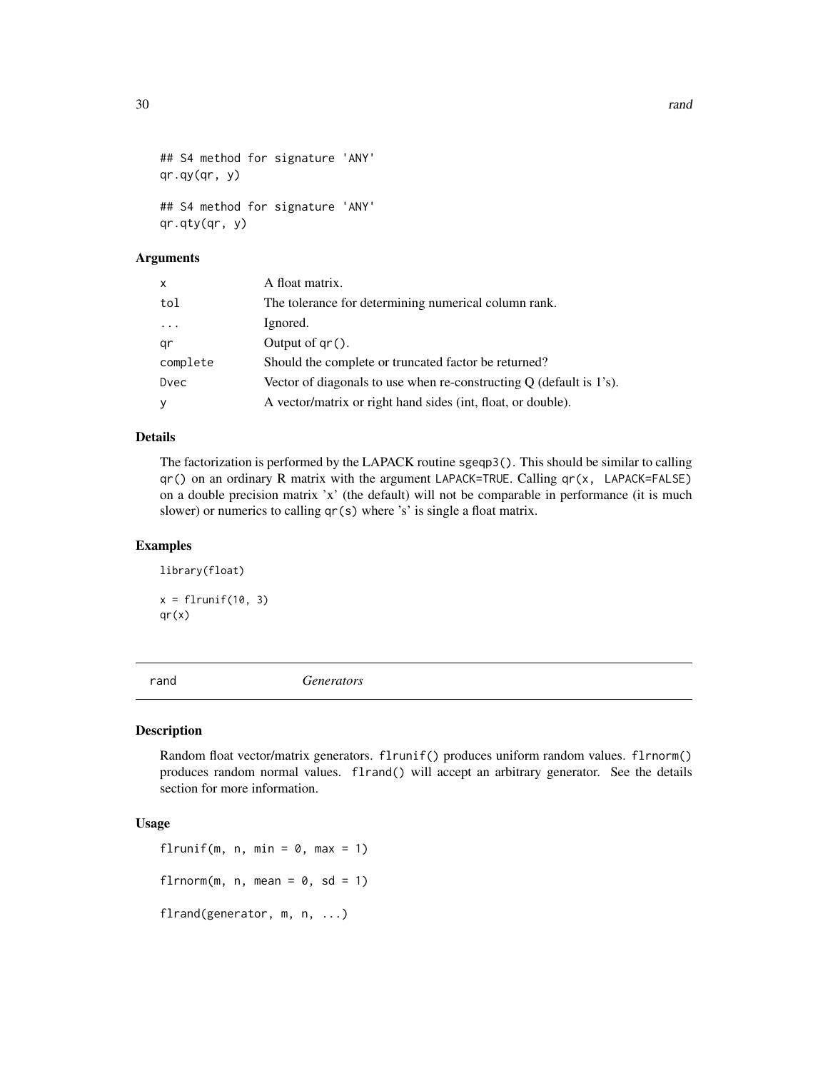```
## S4 method for signature 'ANY'
qr.qy(qr, y)

## S4 method for signature 'ANY'
qr.qty(qr, y)
```

### Arguments

| | |
|---|---|
| x | A float matrix. |
| tol | The tolerance for determining numerical column rank. |
| ... | Ignored. |
| qr | Output of qr(). |
| complete | Should the complete or truncated factor be returned? |
| Dvec | Vector of diagonals to use when re-constructing Q (default is 1's). |
| y | A vector/matrix or right hand sides (int, float, or double). |

### Details

The factorization is performed by the LAPACK routine `sgeqp3()`. This should be similar to calling `qr()` on an ordinary R matrix with the argument `LAPACK=TRUE`. Calling `qr(x, LAPACK=FALSE)` on a double precision matrix 'x' (the default) will not be comparable in performance (it is much slower) or numerics to calling `qr(s)` where 's' is single a float matrix.

### Examples

```
library(float)

x = flrunif(10, 3)
qr(x)
```

---

## rand — *Generators*

### Description

Random float vector/matrix generators. `flrunif()` produces uniform random values. `flrnorm()` produces random normal values. `flrand()` will accept an arbitrary generator. See the details section for more information.

### Usage

```
flrunif(m, n, min = 0, max = 1)

flrnorm(m, n, mean = 0, sd = 1)

flrand(generator, m, n, ...)
```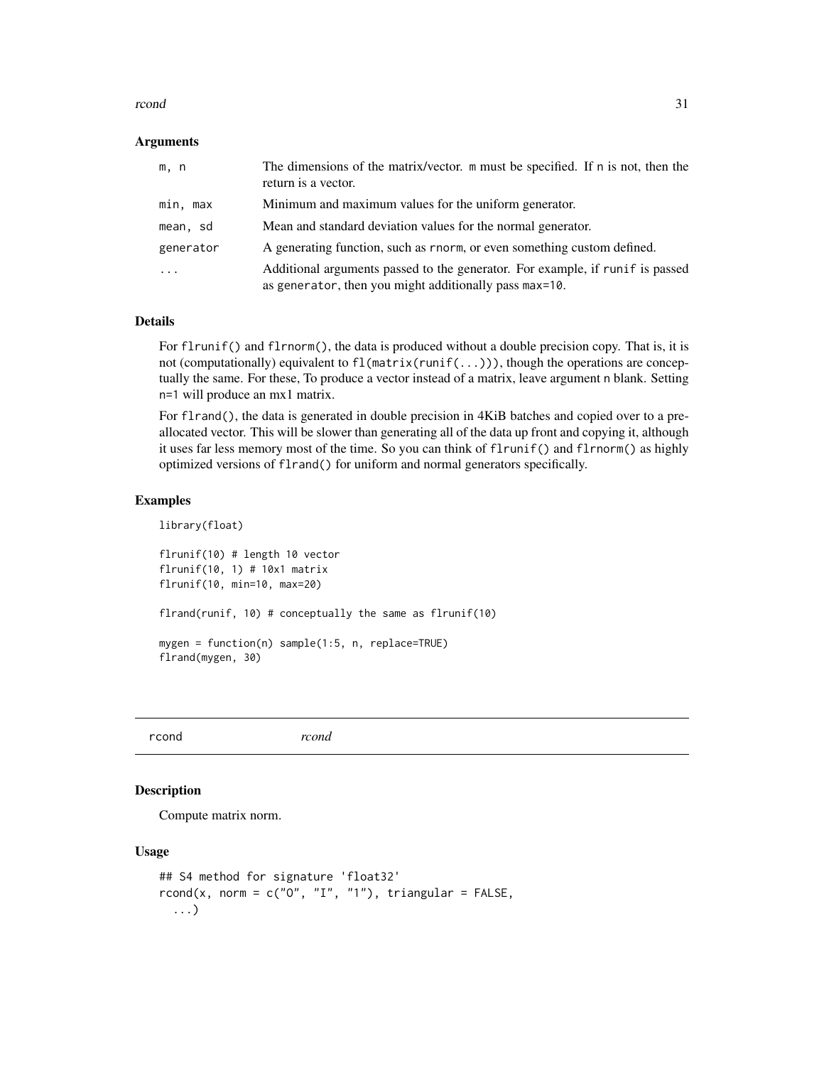### Arguments

| | |
|---|---|
| `m, n` | The dimensions of the matrix/vector. `m` must be specified. If `n` is not, then the return is a vector. |
| `min, max` | Minimum and maximum values for the uniform generator. |
| `mean, sd` | Mean and standard deviation values for the normal generator. |
| `generator` | A generating function, such as `rnorm`, or even something custom defined. |
| `...` | Additional arguments passed to the generator. For example, if `runif` is passed as `generator`, then you might additionally pass `max=10`. |

### Details

For `flrunif()` and `flrnorm()`, the data is produced without a double precision copy. That is, it is not (computationally) equivalent to `fl(matrix(runif(...)))`, though the operations are conceptually the same. For these, To produce a vector instead of a matrix, leave argument `n` blank. Setting `n=1` will produce an mx1 matrix.

For `flrand()`, the data is generated in double precision in 4KiB batches and copied over to a preallocated vector. This will be slower than generating all of the data up front and copying it, although it uses far less memory most of the time. So you can think of `flrunif()` and `flrnorm()` as highly optimized versions of `flrand()` for uniform and normal generators specifically.

### Examples

```
library(float)

flrunif(10) # length 10 vector
flrunif(10, 1) # 10x1 matrix
flrunif(10, min=10, max=20)

flrand(runif, 10) # conceptually the same as flrunif(10)

mygen = function(n) sample(1:5, n, replace=TRUE)
flrand(mygen, 30)
```

---

## rcond &nbsp;&nbsp;&nbsp;&nbsp; *rcond*

### Description

Compute matrix norm.

### Usage

```
## S4 method for signature 'float32'
rcond(x, norm = c("O", "I", "1"), triangular = FALSE,
  ...)
```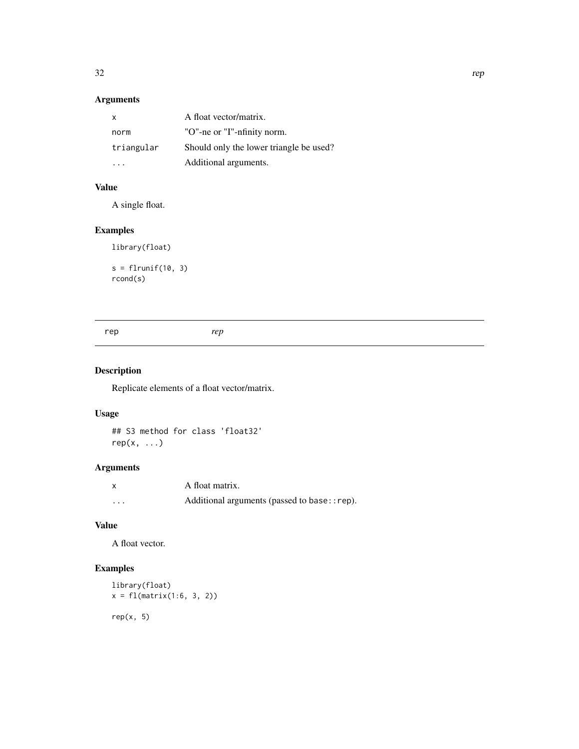### Arguments

| | |
|---|---|
| x | A float vector/matrix. |
| norm | "O"-ne or "I"-nfinity norm. |
| triangular | Should only the lower triangle be used? |
| ... | Additional arguments. |

### Value

A single float.

### Examples

```
library(float)

s = flrunif(10, 3)
rcond(s)
```

---

## rep *rep*

### Description

Replicate elements of a float vector/matrix.

### Usage

```
## S3 method for class 'float32'
rep(x, ...)
```

### Arguments

| | |
|---|---|
| x | A float matrix. |
| ... | Additional arguments (passed to base::rep). |

### Value

A float vector.

### Examples

```
library(float)
x = fl(matrix(1:6, 3, 2))

rep(x, 5)
```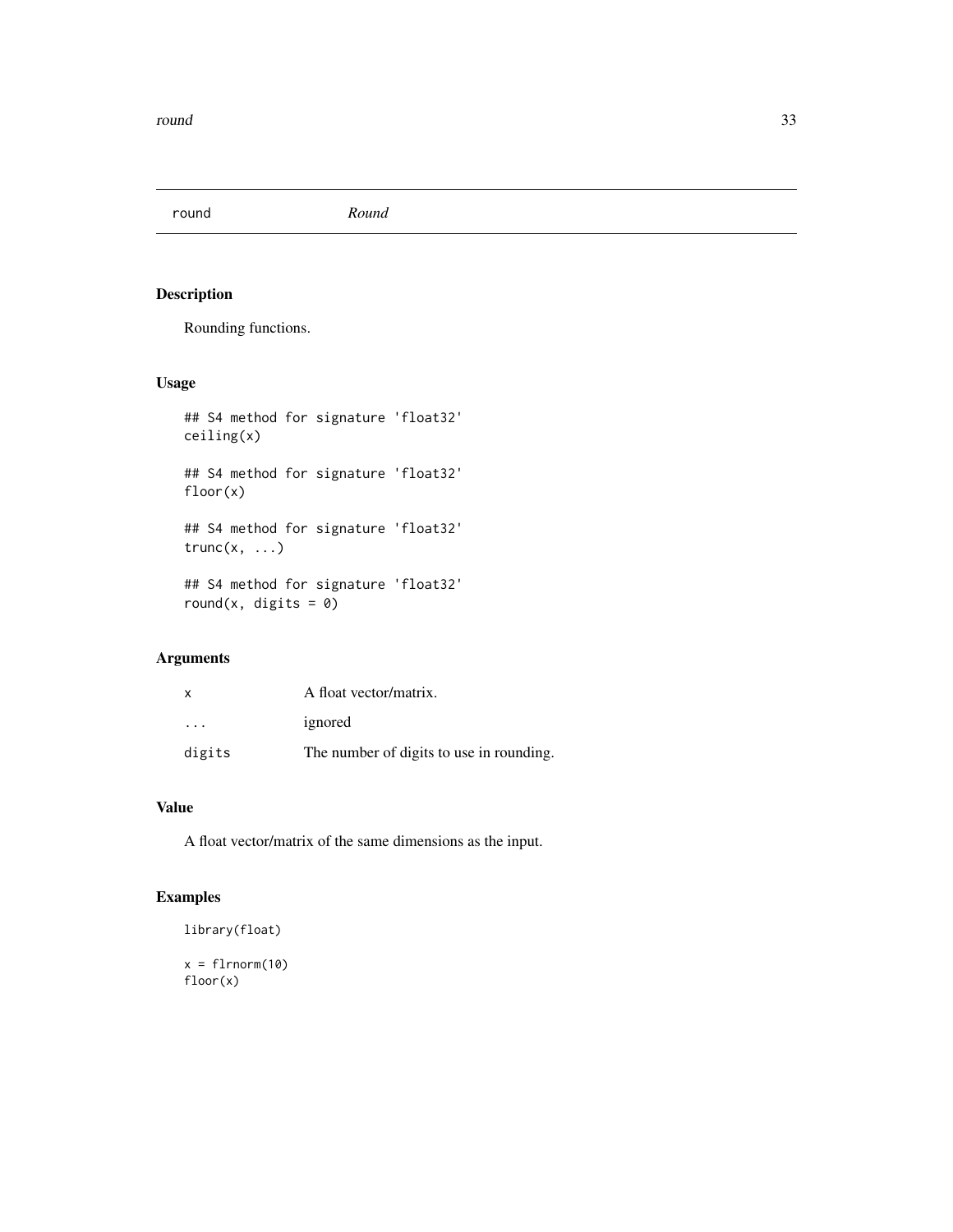round *Round*

## Description

Rounding functions.

## Usage

```
## S4 method for signature 'float32'
ceiling(x)

## S4 method for signature 'float32'
floor(x)

## S4 method for signature 'float32'
trunc(x, ...)

## S4 method for signature 'float32'
round(x, digits = 0)
```

## Arguments

| | |
|---|---|
| x | A float vector/matrix. |
| ... | ignored |
| digits | The number of digits to use in rounding. |

## Value

A float vector/matrix of the same dimensions as the input.

## Examples

```
library(float)

x = flrnorm(10)
floor(x)
```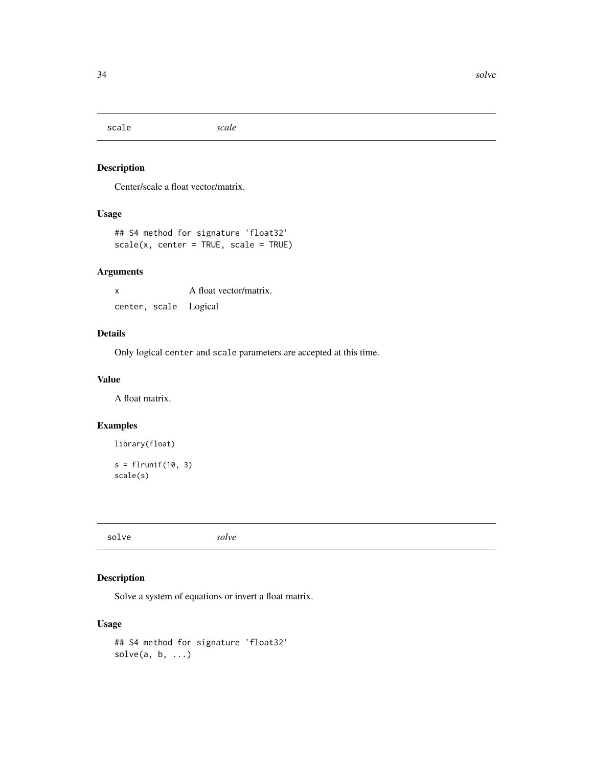## scale *scale*

### Description

Center/scale a float vector/matrix.

### Usage

```
## S4 method for signature 'float32'
scale(x, center = TRUE, scale = TRUE)
```

### Arguments

| | |
|---|---|
| x | A float vector/matrix. |
| center, scale | Logical |

### Details

Only logical `center` and `scale` parameters are accepted at this time.

### Value

A float matrix.

### Examples

```
library(float)

s = flrunif(10, 3)
scale(s)
```

## solve *solve*

### Description

Solve a system of equations or invert a float matrix.

### Usage

```
## S4 method for signature 'float32'
solve(a, b, ...)
```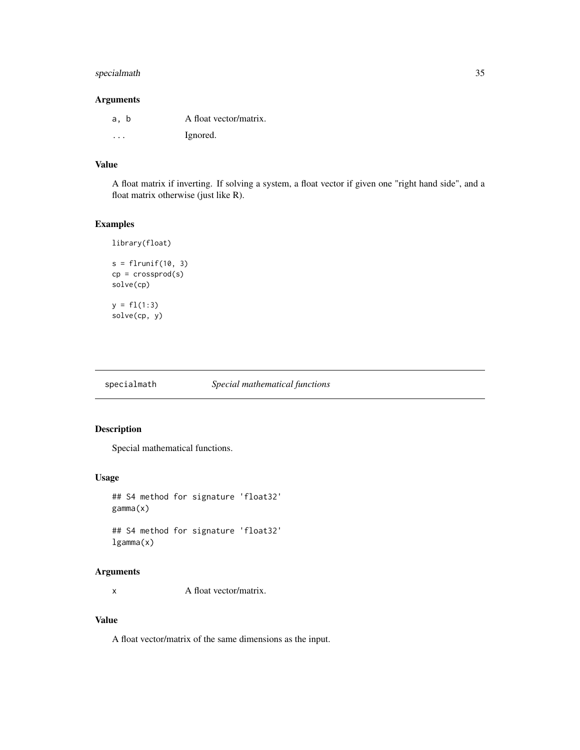### Arguments

| | |
|---|---|
| a, b | A float vector/matrix. |
| ... | Ignored. |

### Value

A float matrix if inverting. If solving a system, a float vector if given one "right hand side", and a float matrix otherwise (just like R).

### Examples

```
library(float)

s = flrunif(10, 3)
cp = crossprod(s)
solve(cp)

y = fl(1:3)
solve(cp, y)
```

---

## specialmath *Special mathematical functions*

---

### Description

Special mathematical functions.

### Usage

```
## S4 method for signature 'float32'
gamma(x)

## S4 method for signature 'float32'
lgamma(x)
```

### Arguments

| | |
|---|---|
| x | A float vector/matrix. |

### Value

A float vector/matrix of the same dimensions as the input.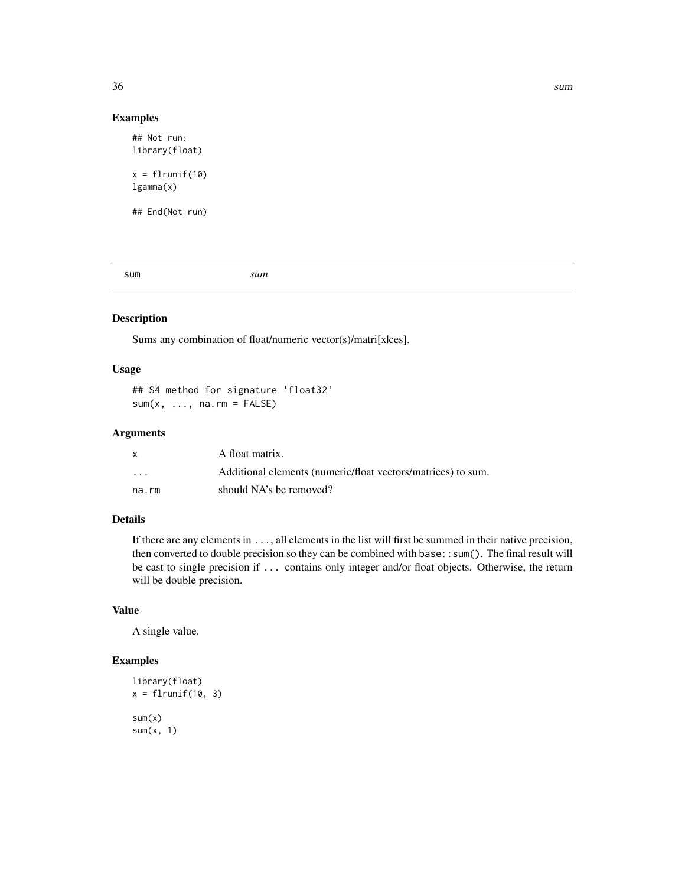## Examples

```
## Not run:
library(float)

x = flrunif(10)
lgamma(x)

## End(Not run)
```

---

# sum    *sum*

---

## Description

Sums any combination of float/numeric vector(s)/matri[x|ces].

## Usage

```
## S4 method for signature 'float32'
sum(x, ..., na.rm = FALSE)
```

## Arguments

| | |
|---|---|
| x | A float matrix. |
| ... | Additional elements (numeric/float vectors/matrices) to sum. |
| na.rm | should NA's be removed? |

## Details

If there are any elements in `...`, all elements in the list will first be summed in their native precision, then converted to double precision so they can be combined with `base::sum()`. The final result will be cast to single precision if `...` contains only integer and/or float objects. Otherwise, the return will be double precision.

## Value

A single value.

## Examples

```
library(float)
x = flrunif(10, 3)

sum(x)
sum(x, 1)
```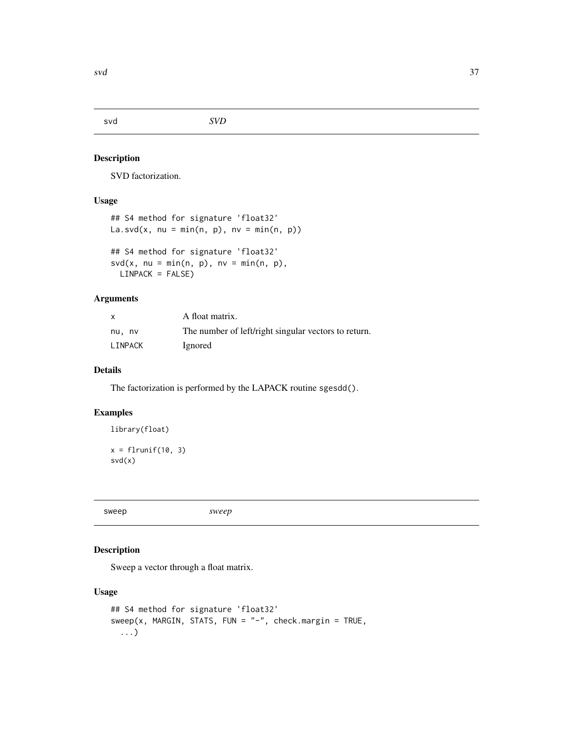## svd *SVD*

### Description

SVD factorization.

### Usage

```
## S4 method for signature 'float32'
La.svd(x, nu = min(n, p), nv = min(n, p))

## S4 method for signature 'float32'
svd(x, nu = min(n, p), nv = min(n, p),
  LINPACK = FALSE)
```

### Arguments

| | |
|---|---|
| x | A float matrix. |
| nu, nv | The number of left/right singular vectors to return. |
| LINPACK | Ignored |

### Details

The factorization is performed by the LAPACK routine `sgesdd()`.

### Examples

```
library(float)

x = flrunif(10, 3)
svd(x)
```

## sweep *sweep*

### Description

Sweep a vector through a float matrix.

### Usage

```
## S4 method for signature 'float32'
sweep(x, MARGIN, STATS, FUN = "-", check.margin = TRUE,
  ...)
```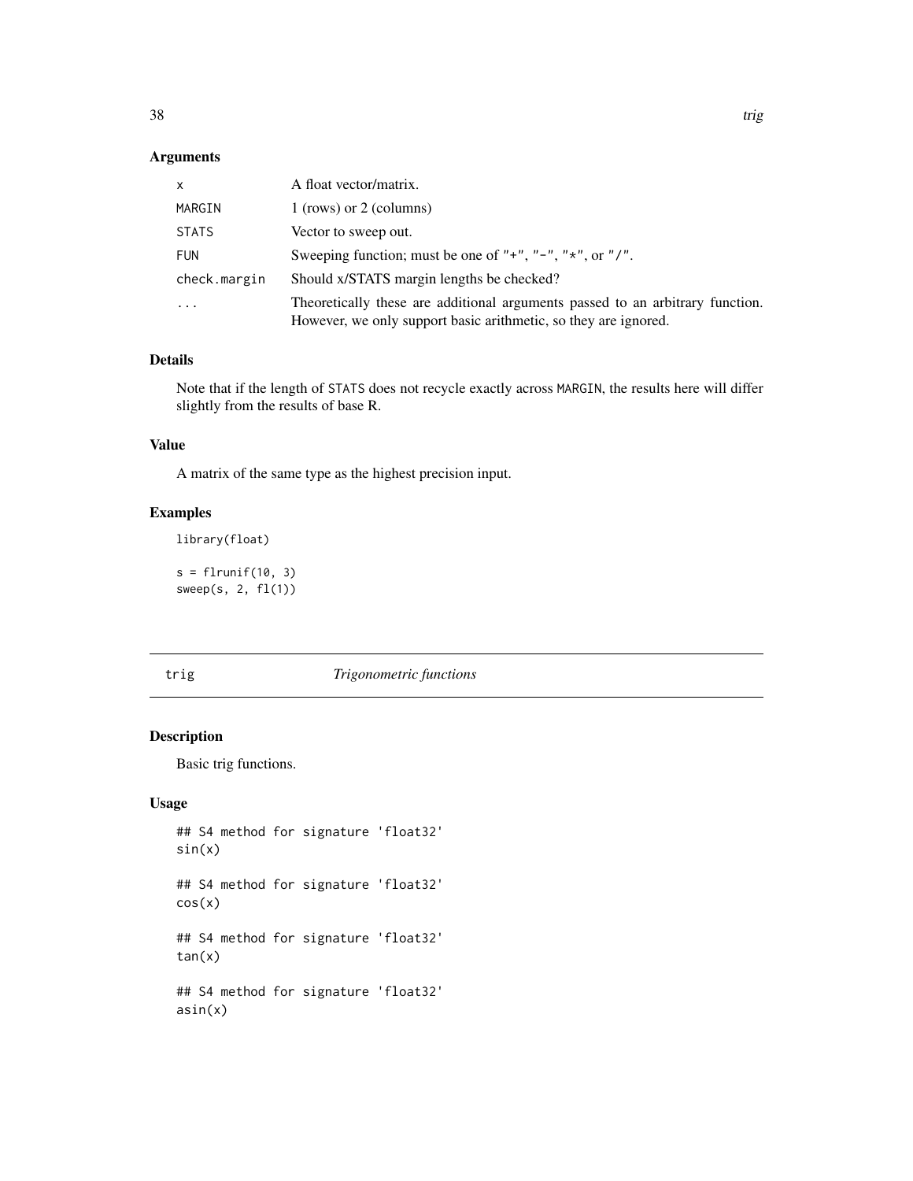## Arguments

| | |
|---|---|
| x | A float vector/matrix. |
| MARGIN | 1 (rows) or 2 (columns) |
| STATS | Vector to sweep out. |
| FUN | Sweeping function; must be one of "+", "-", "*", or "/". |
| check.margin | Should x/STATS margin lengths be checked? |
| ... | Theoretically these are additional arguments passed to an arbitrary function. However, we only support basic arithmetic, so they are ignored. |

## Details

Note that if the length of STATS does not recycle exactly across MARGIN, the results here will differ slightly from the results of base R.

## Value

A matrix of the same type as the highest precision input.

## Examples

```
library(float)

s = flrunif(10, 3)
sweep(s, 2, fl(1))
```

# trig *Trigonometric functions*

## Description

Basic trig functions.

## Usage

```
## S4 method for signature 'float32'
sin(x)

## S4 method for signature 'float32'
cos(x)

## S4 method for signature 'float32'
tan(x)

## S4 method for signature 'float32'
asin(x)
```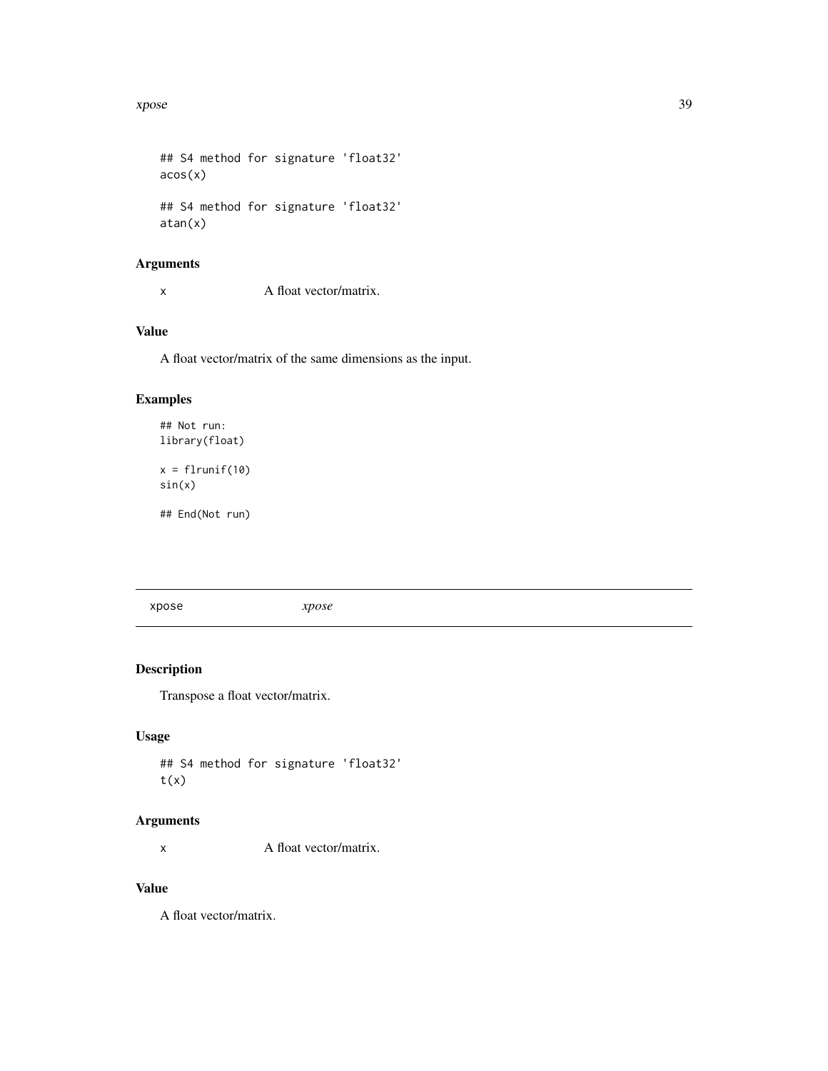```
## S4 method for signature 'float32'
acos(x)

## S4 method for signature 'float32'
atan(x)
```

### Arguments

x A float vector/matrix.

### Value

A float vector/matrix of the same dimensions as the input.

### Examples

```
## Not run:
library(float)

x = flrunif(10)
sin(x)

## End(Not run)
```

---

## xpose *xpose*

---

### Description

Transpose a float vector/matrix.

### Usage

```
## S4 method for signature 'float32'
t(x)
```

### Arguments

x A float vector/matrix.

### Value

A float vector/matrix.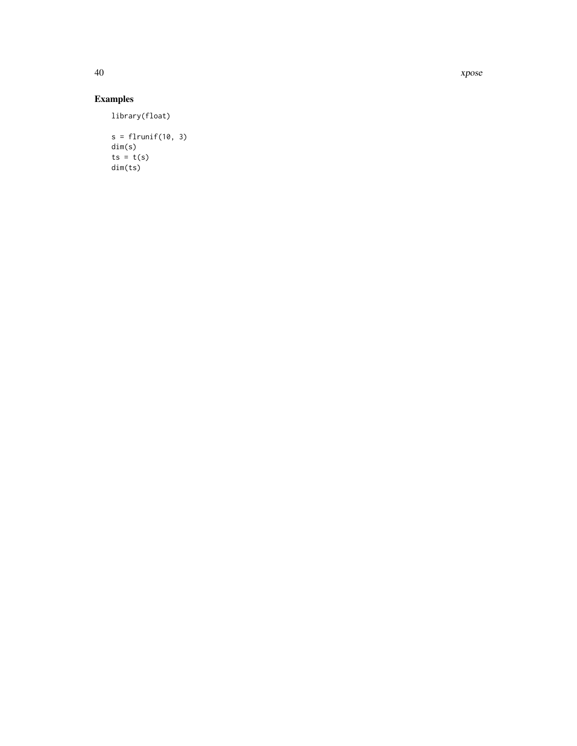## Examples

```
library(float)

s = flrunif(10, 3)
dim(s)
ts = t(s)
dim(ts)
```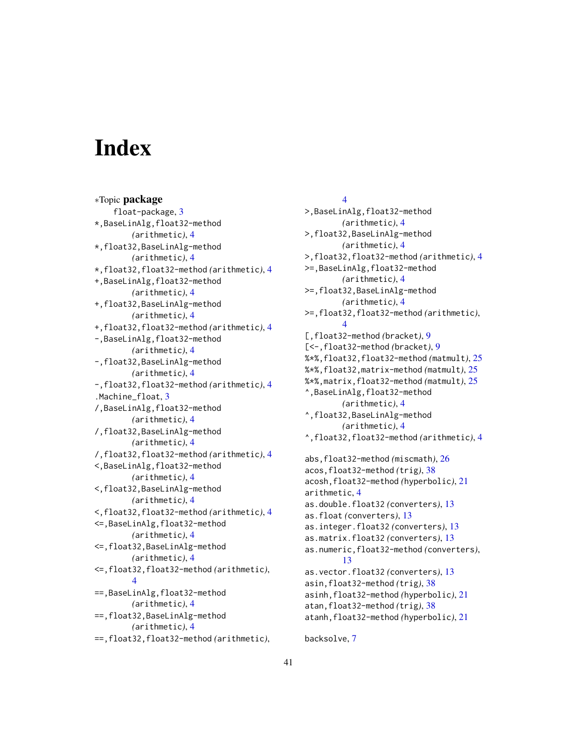# Index

∗Topic **package**
    float-package, 3
*,BaseLinAlg,float32-method (arithmetic), 4
*,float32,BaseLinAlg-method (arithmetic), 4
*,float32,float32-method (arithmetic), 4
+,BaseLinAlg,float32-method (arithmetic), 4
+,float32,BaseLinAlg-method (arithmetic), 4
+,float32,float32-method (arithmetic), 4
-,BaseLinAlg,float32-method (arithmetic), 4
-,float32,BaseLinAlg-method (arithmetic), 4
-,float32,float32-method (arithmetic), 4
.Machine_float, 3
/,BaseLinAlg,float32-method (arithmetic), 4
/,float32,BaseLinAlg-method (arithmetic), 4
/,float32,float32-method (arithmetic), 4
<,BaseLinAlg,float32-method (arithmetic), 4
<,float32,BaseLinAlg-method (arithmetic), 4
<,float32,float32-method (arithmetic), 4
<=,BaseLinAlg,float32-method (arithmetic), 4
<=,float32,BaseLinAlg-method (arithmetic), 4
<=,float32,float32-method (arithmetic), 4
==,BaseLinAlg,float32-method (arithmetic), 4
==,float32,BaseLinAlg-method (arithmetic), 4
==,float32,float32-method (arithmetic), 4
>,BaseLinAlg,float32-method (arithmetic), 4
>,float32,BaseLinAlg-method (arithmetic), 4
>,float32,float32-method (arithmetic), 4
>=,BaseLinAlg,float32-method (arithmetic), 4
>=,float32,BaseLinAlg-method (arithmetic), 4
>=,float32,float32-method (arithmetic), 4
[,float32-method (bracket), 9
[<-,float32-method (bracket), 9
%*%,float32,float32-method (matmult), 25
%*%,float32,matrix-method (matmult), 25
%*%,matrix,float32-method (matmult), 25
^,BaseLinAlg,float32-method (arithmetic), 4
^,float32,BaseLinAlg-method (arithmetic), 4
^,float32,float32-method (arithmetic), 4

abs,float32-method (miscmath), 26
acos,float32-method (trig), 38
acosh,float32-method (hyperbolic), 21
arithmetic, 4
as.double.float32 (converters), 13
as.float (converters), 13
as.integer.float32 (converters), 13
as.matrix.float32 (converters), 13
as.numeric,float32-method (converters), 13
as.vector.float32 (converters), 13
asin,float32-method (trig), 38
asinh,float32-method (hyperbolic), 21
atan,float32-method (trig), 38
atanh,float32-method (hyperbolic), 21

backsolve, 7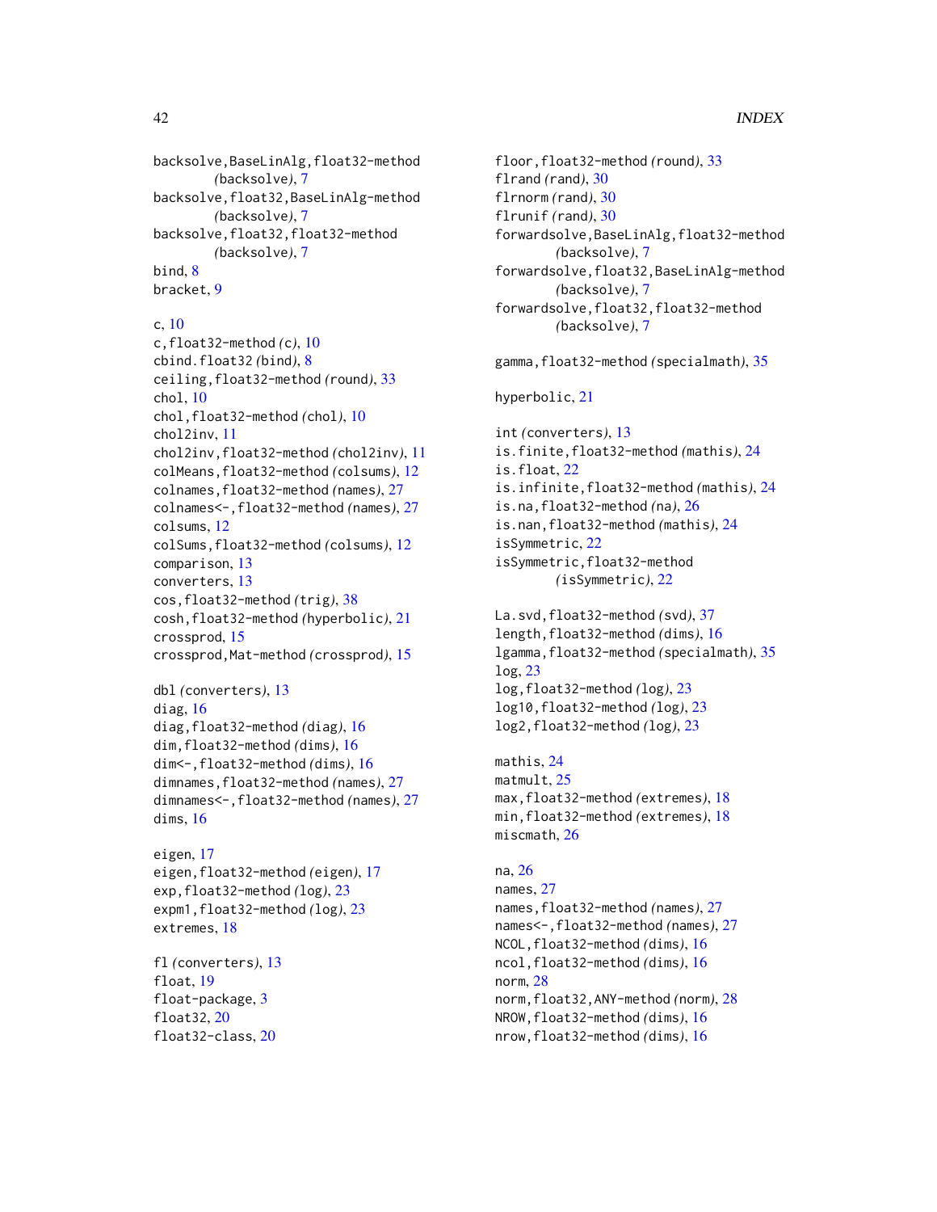backsolve,BaseLinAlg,float32-method *(backsolve)*, 7
backsolve,float32,BaseLinAlg-method *(backsolve)*, 7
backsolve,float32,float32-method *(backsolve)*, 7
bind, 8
bracket, 9

c, 10
c,float32-method *(c)*, 10
cbind.float32 *(bind)*, 8
ceiling,float32-method *(round)*, 33
chol, 10
chol,float32-method *(chol)*, 10
chol2inv, 11
chol2inv,float32-method *(chol2inv)*, 11
colMeans,float32-method *(colsums)*, 12
colnames,float32-method *(names)*, 27
colnames<-,float32-method *(names)*, 27
colsums, 12
colSums,float32-method *(colsums)*, 12
comparison, 13
converters, 13
cos,float32-method *(trig)*, 38
cosh,float32-method *(hyperbolic)*, 21
crossprod, 15
crossprod,Mat-method *(crossprod)*, 15

dbl *(converters)*, 13
diag, 16
diag,float32-method *(diag)*, 16
dim,float32-method *(dims)*, 16
dim<-,float32-method *(dims)*, 16
dimnames,float32-method *(names)*, 27
dimnames<-,float32-method *(names)*, 27
dims, 16

eigen, 17
eigen,float32-method *(eigen)*, 17
exp,float32-method *(log)*, 23
expm1,float32-method *(log)*, 23
extremes, 18

fl *(converters)*, 13
float, 19
float-package, 3
float32, 20
float32-class, 20
floor,float32-method *(round)*, 33
flrand *(rand)*, 30
flrnorm *(rand)*, 30
flrunif *(rand)*, 30
forwardsolve,BaseLinAlg,float32-method *(backsolve)*, 7
forwardsolve,float32,BaseLinAlg-method *(backsolve)*, 7
forwardsolve,float32,float32-method *(backsolve)*, 7

gamma,float32-method *(specialmath)*, 35

hyperbolic, 21

int *(converters)*, 13
is.finite,float32-method *(mathis)*, 24
is.float, 22
is.infinite,float32-method *(mathis)*, 24
is.na,float32-method *(na)*, 26
is.nan,float32-method *(mathis)*, 24
isSymmetric, 22
isSymmetric,float32-method *(isSymmetric)*, 22

La.svd,float32-method *(svd)*, 37
length,float32-method *(dims)*, 16
lgamma,float32-method *(specialmath)*, 35
log, 23
log,float32-method *(log)*, 23
log10,float32-method *(log)*, 23
log2,float32-method *(log)*, 23

mathis, 24
matmult, 25
max,float32-method *(extremes)*, 18
min,float32-method *(extremes)*, 18
miscmath, 26

na, 26
names, 27
names,float32-method *(names)*, 27
names<-,float32-method *(names)*, 27
NCOL,float32-method *(dims)*, 16
ncol,float32-method *(dims)*, 16
norm, 28
norm,float32,ANY-method *(norm)*, 28
NROW,float32-method *(dims)*, 16
nrow,float32-method *(dims)*, 16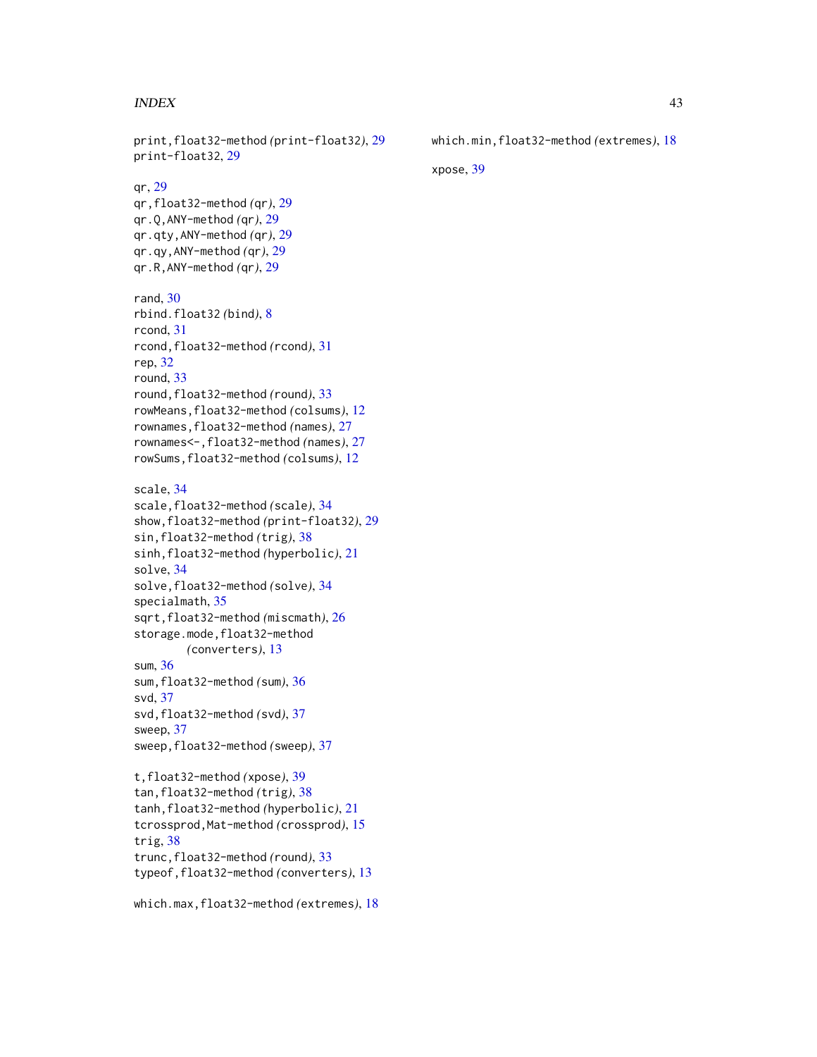print,float32-method (print-float32), 29
print-float32, 29

qr, 29
qr,float32-method (qr), 29
qr.Q,ANY-method (qr), 29
qr.qty,ANY-method (qr), 29
qr.qy,ANY-method (qr), 29
qr.R,ANY-method (qr), 29

rand, 30
rbind.float32 (bind), 8
rcond, 31
rcond,float32-method (rcond), 31
rep, 32
round, 33
round,float32-method (round), 33
rowMeans,float32-method (colsums), 12
rownames,float32-method (names), 27
rownames<-,float32-method (names), 27
rowSums,float32-method (colsums), 12

scale, 34
scale,float32-method (scale), 34
show,float32-method (print-float32), 29
sin,float32-method (trig), 38
sinh,float32-method (hyperbolic), 21
solve, 34
solve,float32-method (solve), 34
specialmath, 35
sqrt,float32-method (miscmath), 26
storage.mode,float32-method (converters), 13
sum, 36
sum,float32-method (sum), 36
svd, 37
svd,float32-method (svd), 37
sweep, 37
sweep,float32-method (sweep), 37

t,float32-method (xpose), 39
tan,float32-method (trig), 38
tanh,float32-method (hyperbolic), 21
tcrossprod,Mat-method (crossprod), 15
trig, 38
trunc,float32-method (round), 33
typeof,float32-method (converters), 13

which.max,float32-method (extremes), 18
which.min,float32-method (extremes), 18

xpose, 39